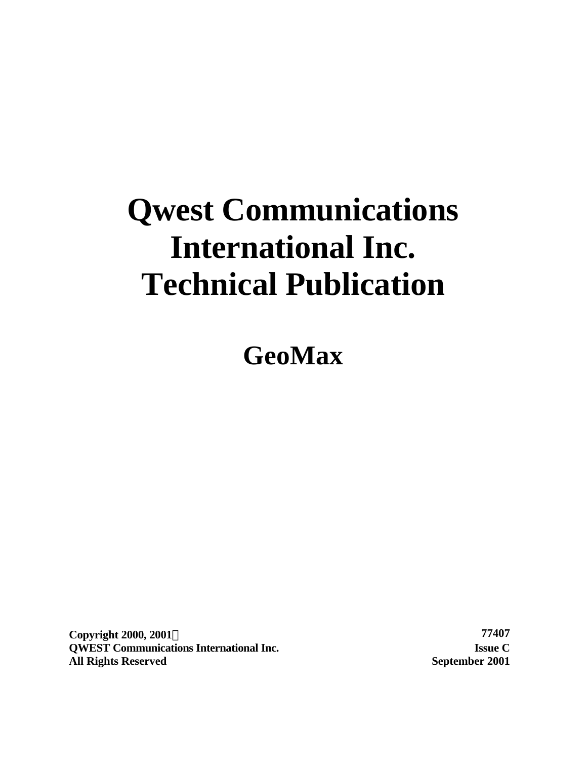# Qwest Communications International Inc. Technical Publication

## GeoMax

**Copyright 2000, 2001©**
**QWEST Communications International Inc.**
**All Rights Reserved**

**77407**
**Issue C**
**September 2001**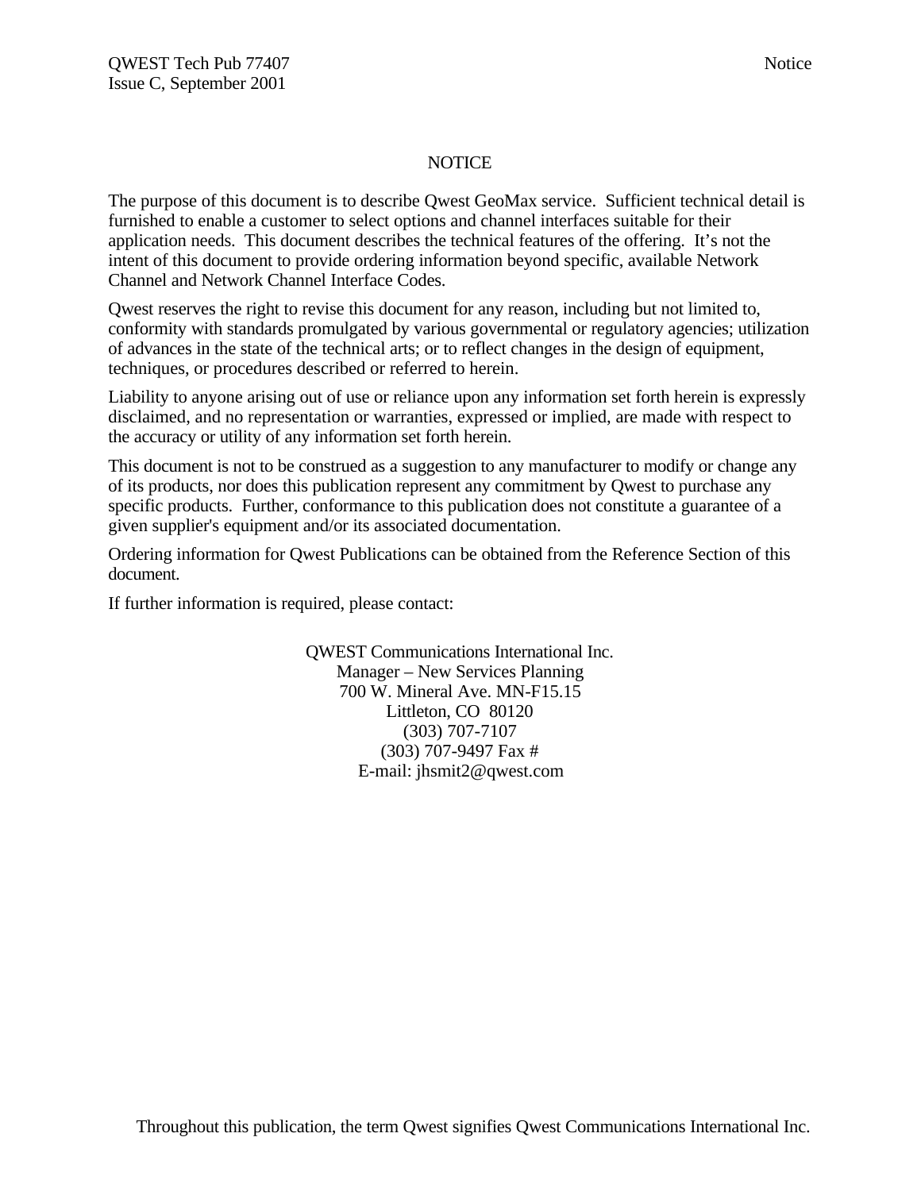# NOTICE

The purpose of this document is to describe Qwest GeoMax service. Sufficient technical detail is furnished to enable a customer to select options and channel interfaces suitable for their application needs. This document describes the technical features of the offering. It's not the intent of this document to provide ordering information beyond specific, available Network Channel and Network Channel Interface Codes.

Qwest reserves the right to revise this document for any reason, including but not limited to, conformity with standards promulgated by various governmental or regulatory agencies; utilization of advances in the state of the technical arts; or to reflect changes in the design of equipment, techniques, or procedures described or referred to herein.

Liability to anyone arising out of use or reliance upon any information set forth herein is expressly disclaimed, and no representation or warranties, expressed or implied, are made with respect to the accuracy or utility of any information set forth herein.

This document is not to be construed as a suggestion to any manufacturer to modify or change any of its products, nor does this publication represent any commitment by Qwest to purchase any specific products. Further, conformance to this publication does not constitute a guarantee of a given supplier's equipment and/or its associated documentation.

Ordering information for Qwest Publications can be obtained from the Reference Section of this document.

If further information is required, please contact:

QWEST Communications International Inc.
Manager – New Services Planning
700 W. Mineral Ave. MN-F15.15
Littleton, CO 80120
(303) 707-7107
(303) 707-9497 Fax #
E-mail: jhsmit2@qwest.com

Throughout this publication, the term Qwest signifies Qwest Communications International Inc.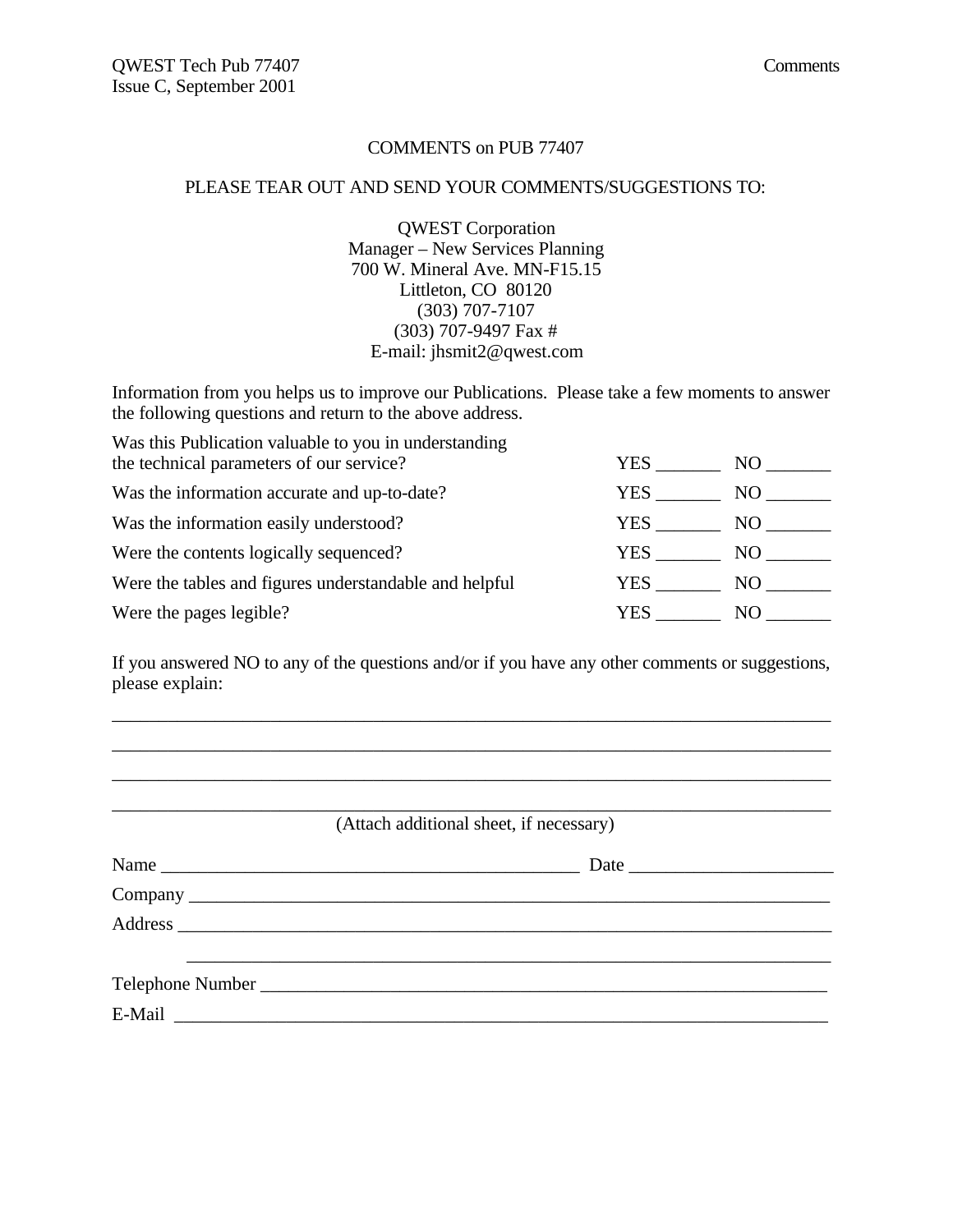# COMMENTS on PUB 77407

PLEASE TEAR OUT AND SEND YOUR COMMENTS/SUGGESTIONS TO:

QWEST Corporation
Manager – New Services Planning
700 W. Mineral Ave. MN-F15.15
Littleton, CO 80120
(303) 707-7107
(303) 707-9497 Fax #
E-mail: jhsmit2@qwest.com

Information from you helps us to improve our Publications. Please take a few moments to answer the following questions and return to the above address.

| | | |
|---|---|---|
| Was this Publication valuable to you in understanding the technical parameters of our service? | YES _______ | NO _______ |
| Was the information accurate and up-to-date? | YES _______ | NO _______ |
| Was the information easily understood? | YES _______ | NO _______ |
| Were the contents logically sequenced? | YES _______ | NO _______ |
| Were the tables and figures understandable and helpful | YES _______ | NO _______ |
| Were the pages legible? | YES _______ | NO _______ |

If you answered NO to any of the questions and/or if you have any other comments or suggestions, please explain:

______________________________________________________________________________

______________________________________________________________________________

______________________________________________________________________________

______________________________________________________________________________

(Attach additional sheet, if necessary)

Name ____________________________________________ Date ____________________

Company ___________________________________________________________________

Address ____________________________________________________________________

______________________________________________________________________

Telephone Number __________________________________________________________

E-Mail ______________________________________________________________________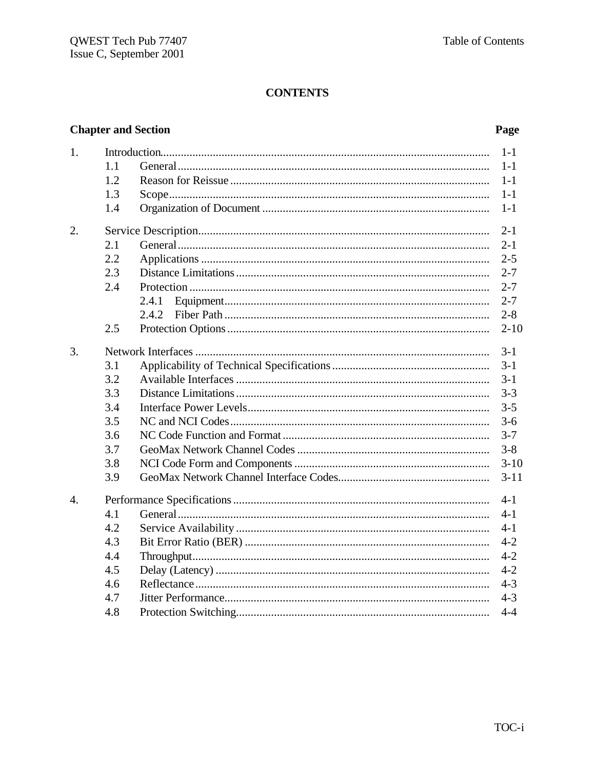# CONTENTS

| Chapter and Section | | | Page |
|---|---|---|---|
| 1. | Introduction | | 1-1 |
| | 1.1 | General | 1-1 |
| | 1.2 | Reason for Reissue | 1-1 |
| | 1.3 | Scope | 1-1 |
| | 1.4 | Organization of Document | 1-1 |
| 2. | Service Description | | 2-1 |
| | 2.1 | General | 2-1 |
| | 2.2 | Applications | 2-5 |
| | 2.3 | Distance Limitations | 2-7 |
| | 2.4 | Protection | 2-7 |
| | | 2.4.1 Equipment | 2-7 |
| | | 2.4.2 Fiber Path | 2-8 |
| | 2.5 | Protection Options | 2-10 |
| 3. | Network Interfaces | | 3-1 |
| | 3.1 | Applicability of Technical Specifications | 3-1 |
| | 3.2 | Available Interfaces | 3-1 |
| | 3.3 | Distance Limitations | 3-3 |
| | 3.4 | Interface Power Levels | 3-5 |
| | 3.5 | NC and NCI Codes | 3-6 |
| | 3.6 | NC Code Function and Format | 3-7 |
| | 3.7 | GeoMax Network Channel Codes | 3-8 |
| | 3.8 | NCI Code Form and Components | 3-10 |
| | 3.9 | GeoMax Network Channel Interface Codes | 3-11 |
| 4. | Performance Specifications | | 4-1 |
| | 4.1 | General | 4-1 |
| | 4.2 | Service Availability | 4-1 |
| | 4.3 | Bit Error Ratio (BER) | 4-2 |
| | 4.4 | Throughput | 4-2 |
| | 4.5 | Delay (Latency) | 4-2 |
| | 4.6 | Reflectance | 4-3 |
| | 4.7 | Jitter Performance | 4-3 |
| | 4.8 | Protection Switching | 4-4 |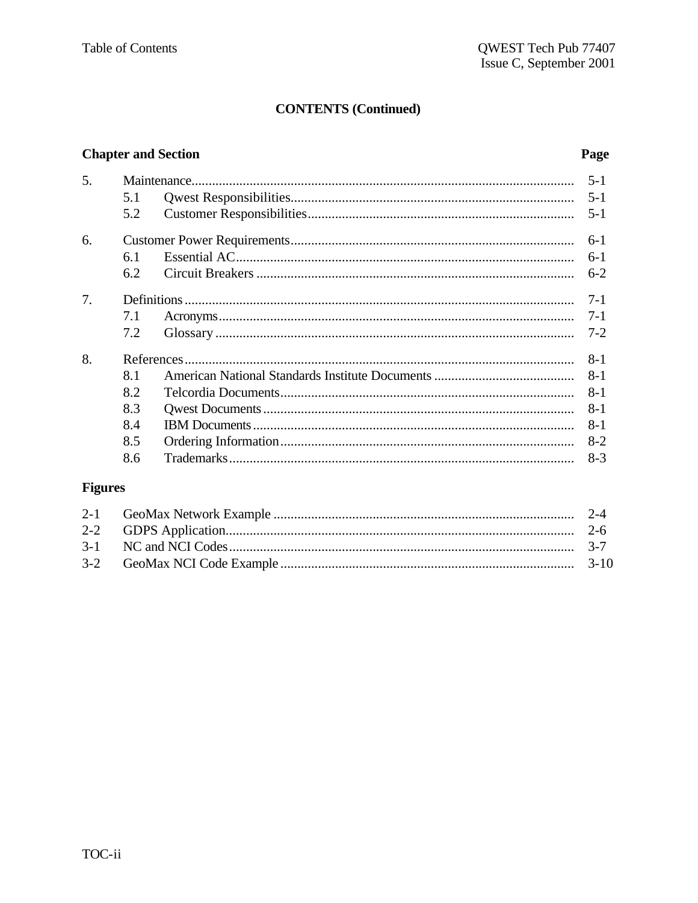## CONTENTS (Continued)

| Chapter and Section | | Page |
|---|---|---|
| 5. | Maintenance | 5-1 |
| | 5.1 Qwest Responsibilities | 5-1 |
| | 5.2 Customer Responsibilities | 5-1 |
| 6. | Customer Power Requirements | 6-1 |
| | 6.1 Essential AC | 6-1 |
| | 6.2 Circuit Breakers | 6-2 |
| 7. | Definitions | 7-1 |
| | 7.1 Acronyms | 7-1 |
| | 7.2 Glossary | 7-2 |
| 8. | References | 8-1 |
| | 8.1 American National Standards Institute Documents | 8-1 |
| | 8.2 Telcordia Documents | 8-1 |
| | 8.3 Qwest Documents | 8-1 |
| | 8.4 IBM Documents | 8-1 |
| | 8.5 Ordering Information | 8-2 |
| | 8.6 Trademarks | 8-3 |

### Figures

| | | |
|---|---|---|
| 2-1 | GeoMax Network Example | 2-4 |
| 2-2 | GDPS Application | 2-6 |
| 3-1 | NC and NCI Codes | 3-7 |
| 3-2 | GeoMax NCI Code Example | 3-10 |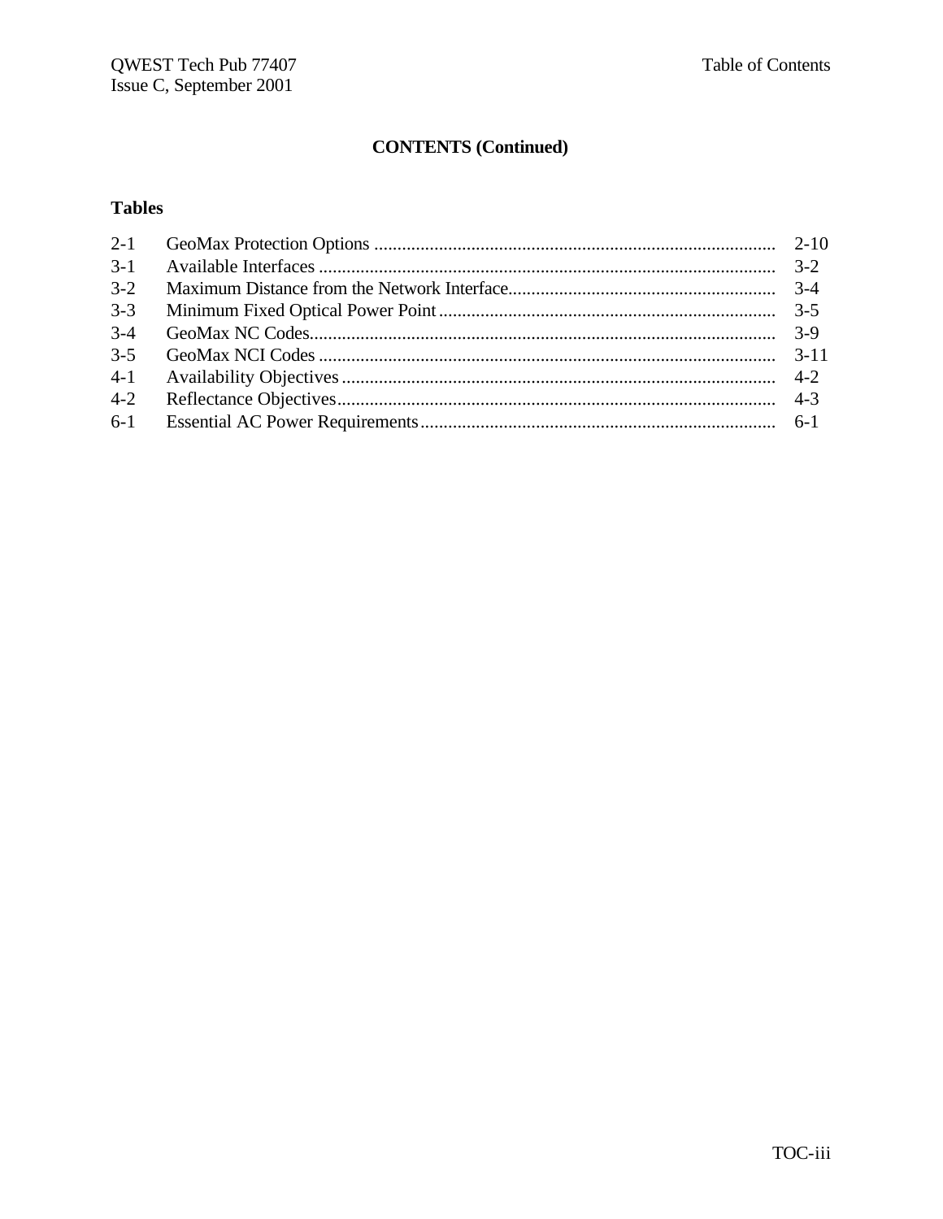## CONTENTS (Continued)

### Tables

| | | |
|---|---|---|
| 2-1 | GeoMax Protection Options | 2-10 |
| 3-1 | Available Interfaces | 3-2 |
| 3-2 | Maximum Distance from the Network Interface | 3-4 |
| 3-3 | Minimum Fixed Optical Power Point | 3-5 |
| 3-4 | GeoMax NC Codes | 3-9 |
| 3-5 | GeoMax NCI Codes | 3-11 |
| 4-1 | Availability Objectives | 4-2 |
| 4-2 | Reflectance Objectives | 4-3 |
| 6-1 | Essential AC Power Requirements | 6-1 |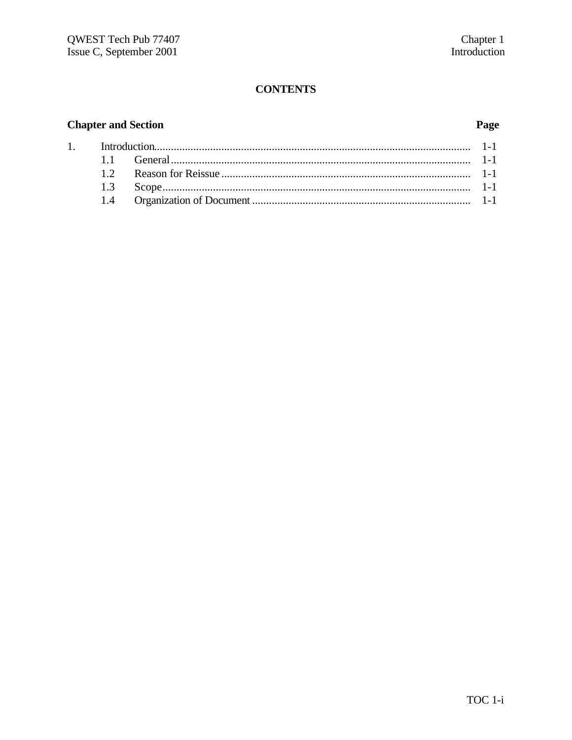## CONTENTS

| Chapter and Section | | Page |
|---|---|---|
| 1. | Introduction | 1-1 |
| 1.1 | General | 1-1 |
| 1.2 | Reason for Reissue | 1-1 |
| 1.3 | Scope | 1-1 |
| 1.4 | Organization of Document | 1-1 |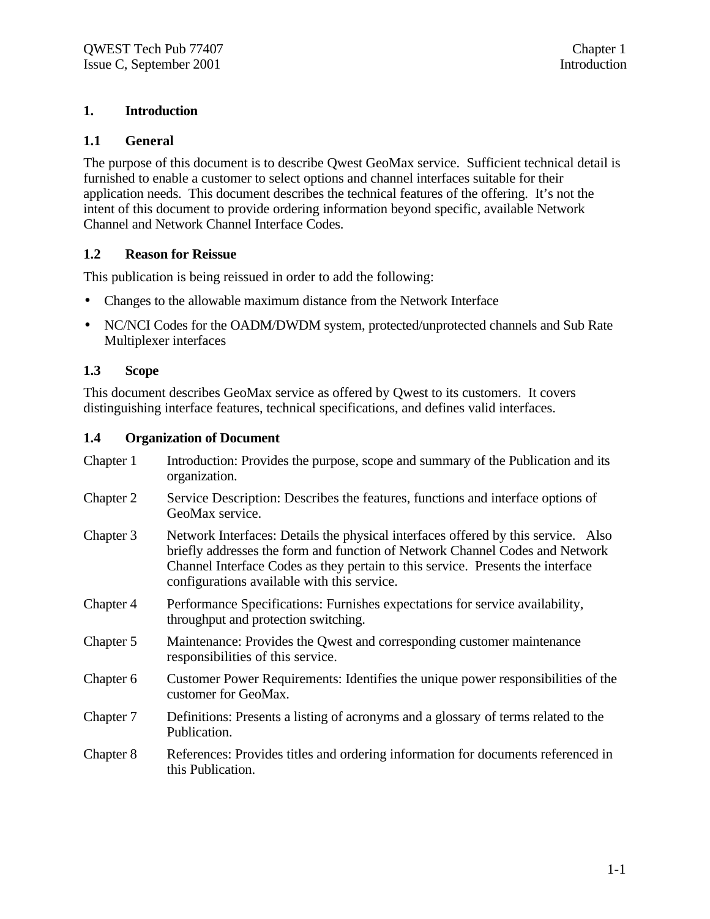# 1. Introduction

## 1.1 General

The purpose of this document is to describe Qwest GeoMax service. Sufficient technical detail is furnished to enable a customer to select options and channel interfaces suitable for their application needs. This document describes the technical features of the offering. It's not the intent of this document to provide ordering information beyond specific, available Network Channel and Network Channel Interface Codes.

## 1.2 Reason for Reissue

This publication is being reissued in order to add the following:

- Changes to the allowable maximum distance from the Network Interface
- NC/NCI Codes for the OADM/DWDM system, protected/unprotected channels and Sub Rate Multiplexer interfaces

## 1.3 Scope

This document describes GeoMax service as offered by Qwest to its customers. It covers distinguishing interface features, technical specifications, and defines valid interfaces.

## 1.4 Organization of Document

| | |
|---|---|
| Chapter 1 | Introduction: Provides the purpose, scope and summary of the Publication and its organization. |
| Chapter 2 | Service Description: Describes the features, functions and interface options of GeoMax service. |
| Chapter 3 | Network Interfaces: Details the physical interfaces offered by this service. Also briefly addresses the form and function of Network Channel Codes and Network Channel Interface Codes as they pertain to this service. Presents the interface configurations available with this service. |
| Chapter 4 | Performance Specifications: Furnishes expectations for service availability, throughput and protection switching. |
| Chapter 5 | Maintenance: Provides the Qwest and corresponding customer maintenance responsibilities of this service. |
| Chapter 6 | Customer Power Requirements: Identifies the unique power responsibilities of the customer for GeoMax. |
| Chapter 7 | Definitions: Presents a listing of acronyms and a glossary of terms related to the Publication. |
| Chapter 8 | References: Provides titles and ordering information for documents referenced in this Publication. |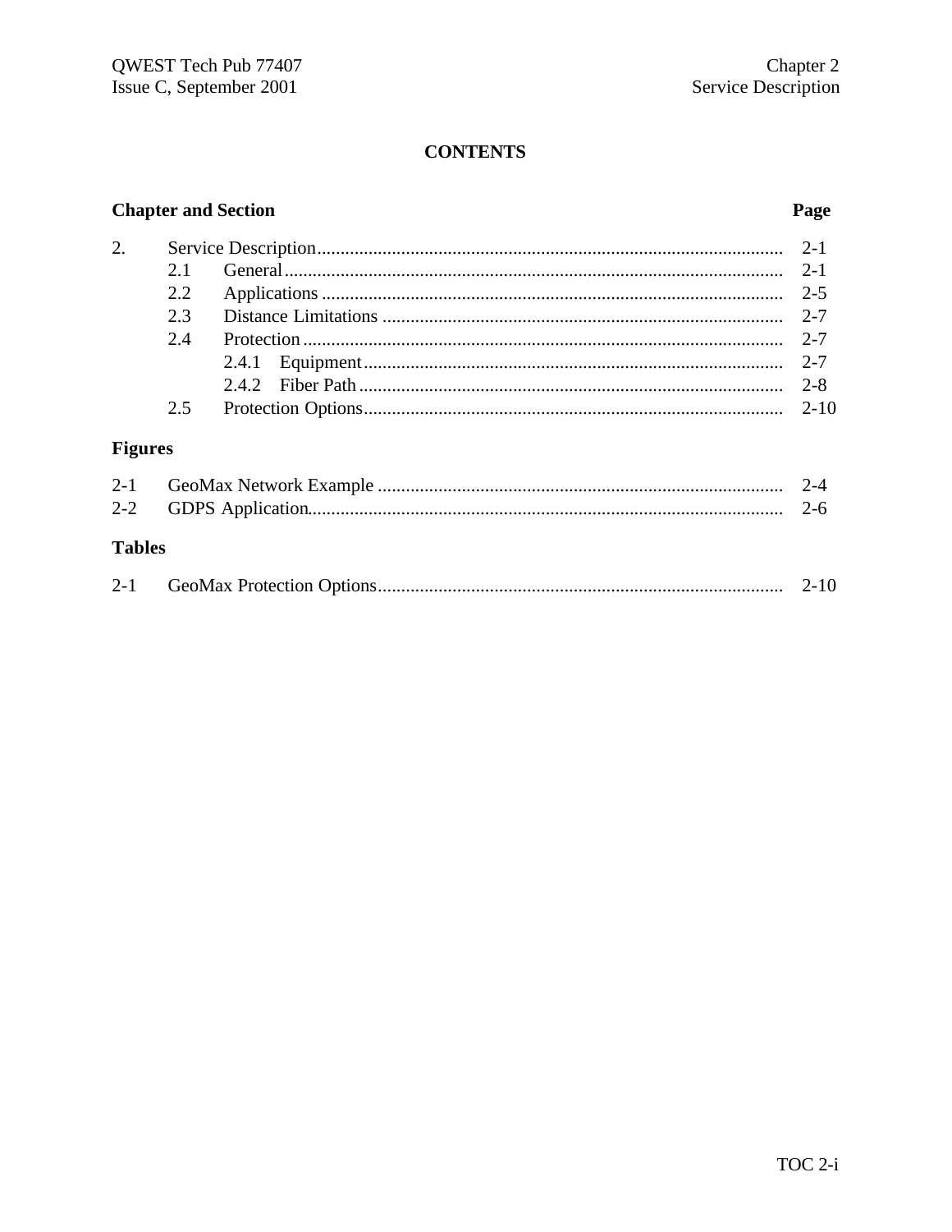# CONTENTS

| Chapter and Section | | | Page |
|---|---|---|---|
| 2. | Service Description | | 2-1 |
| | 2.1 | General | 2-1 |
| | 2.2 | Applications | 2-5 |
| | 2.3 | Distance Limitations | 2-7 |
| | 2.4 | Protection | 2-7 |
| | | 2.4.1 Equipment | 2-7 |
| | | 2.4.2 Fiber Path | 2-8 |
| | 2.5 | Protection Options | 2-10 |

**Figures**

| | | |
|---|---|---|
| 2-1 | GeoMax Network Example | 2-4 |
| 2-2 | GDPS Application | 2-6 |

**Tables**

| | | |
|---|---|---|
| 2-1 | GeoMax Protection Options | 2-10 |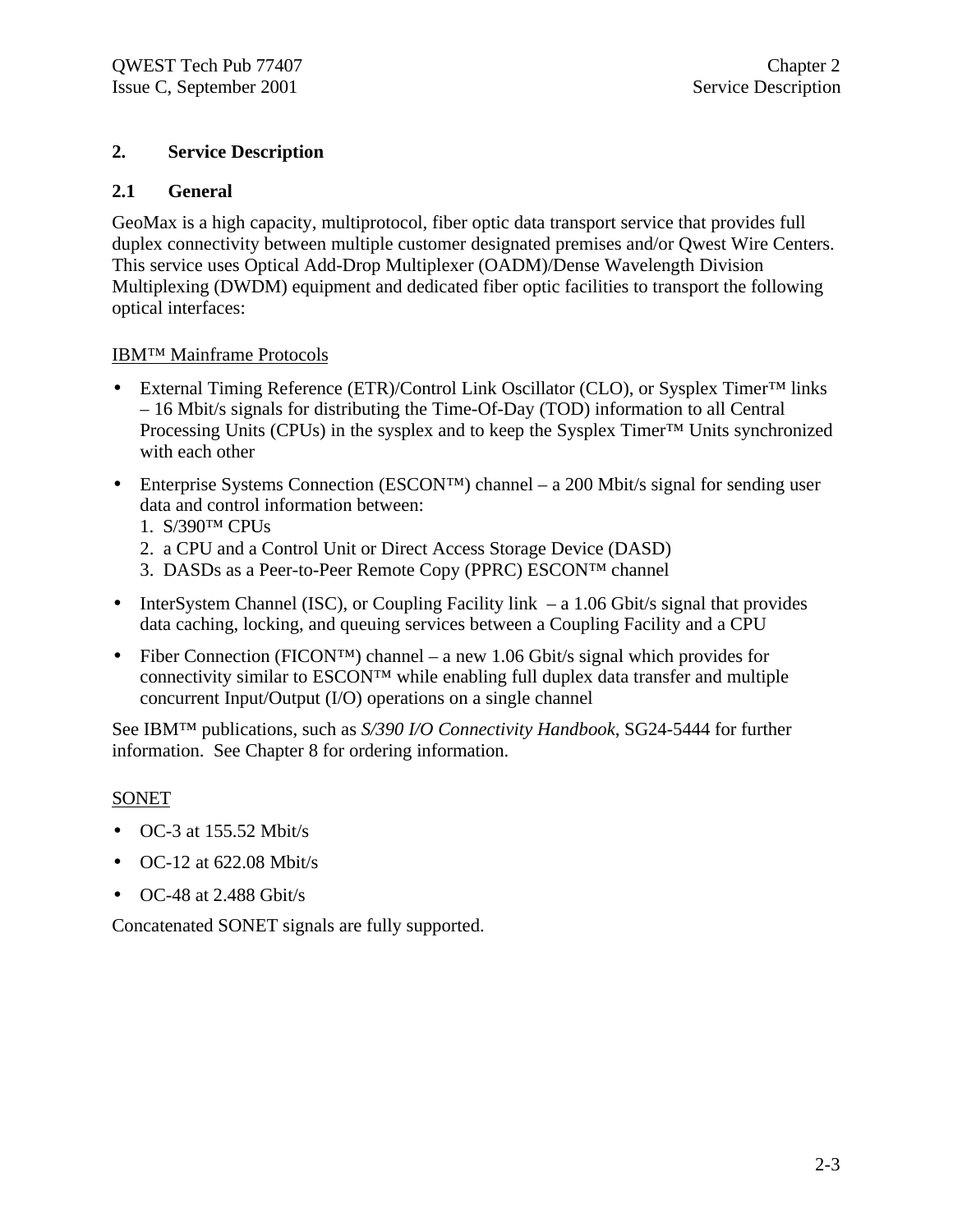# 2. Service Description

## 2.1 General

GeoMax is a high capacity, multiprotocol, fiber optic data transport service that provides full duplex connectivity between multiple customer designated premises and/or Qwest Wire Centers. This service uses Optical Add-Drop Multiplexer (OADM)/Dense Wavelength Division Multiplexing (DWDM) equipment and dedicated fiber optic facilities to transport the following optical interfaces:

IBM™ Mainframe Protocols

- External Timing Reference (ETR)/Control Link Oscillator (CLO), or Sysplex Timer™ links – 16 Mbit/s signals for distributing the Time-Of-Day (TOD) information to all Central Processing Units (CPUs) in the sysplex and to keep the Sysplex Timer™ Units synchronized with each other
- Enterprise Systems Connection (ESCON™) channel – a 200 Mbit/s signal for sending user data and control information between:
  1. S/390™ CPUs
  2. a CPU and a Control Unit or Direct Access Storage Device (DASD)
  3. DASDs as a Peer-to-Peer Remote Copy (PPRC) ESCON™ channel
- InterSystem Channel (ISC), or Coupling Facility link – a 1.06 Gbit/s signal that provides data caching, locking, and queuing services between a Coupling Facility and a CPU
- Fiber Connection (FICON™) channel – a new 1.06 Gbit/s signal which provides for connectivity similar to ESCON™ while enabling full duplex data transfer and multiple concurrent Input/Output (I/O) operations on a single channel

See IBM™ publications, such as *S/390 I/O Connectivity Handbook*, SG24-5444 for further information. See Chapter 8 for ordering information.

SONET

- OC-3 at 155.52 Mbit/s
- OC-12 at 622.08 Mbit/s
- OC-48 at 2.488 Gbit/s

Concatenated SONET signals are fully supported.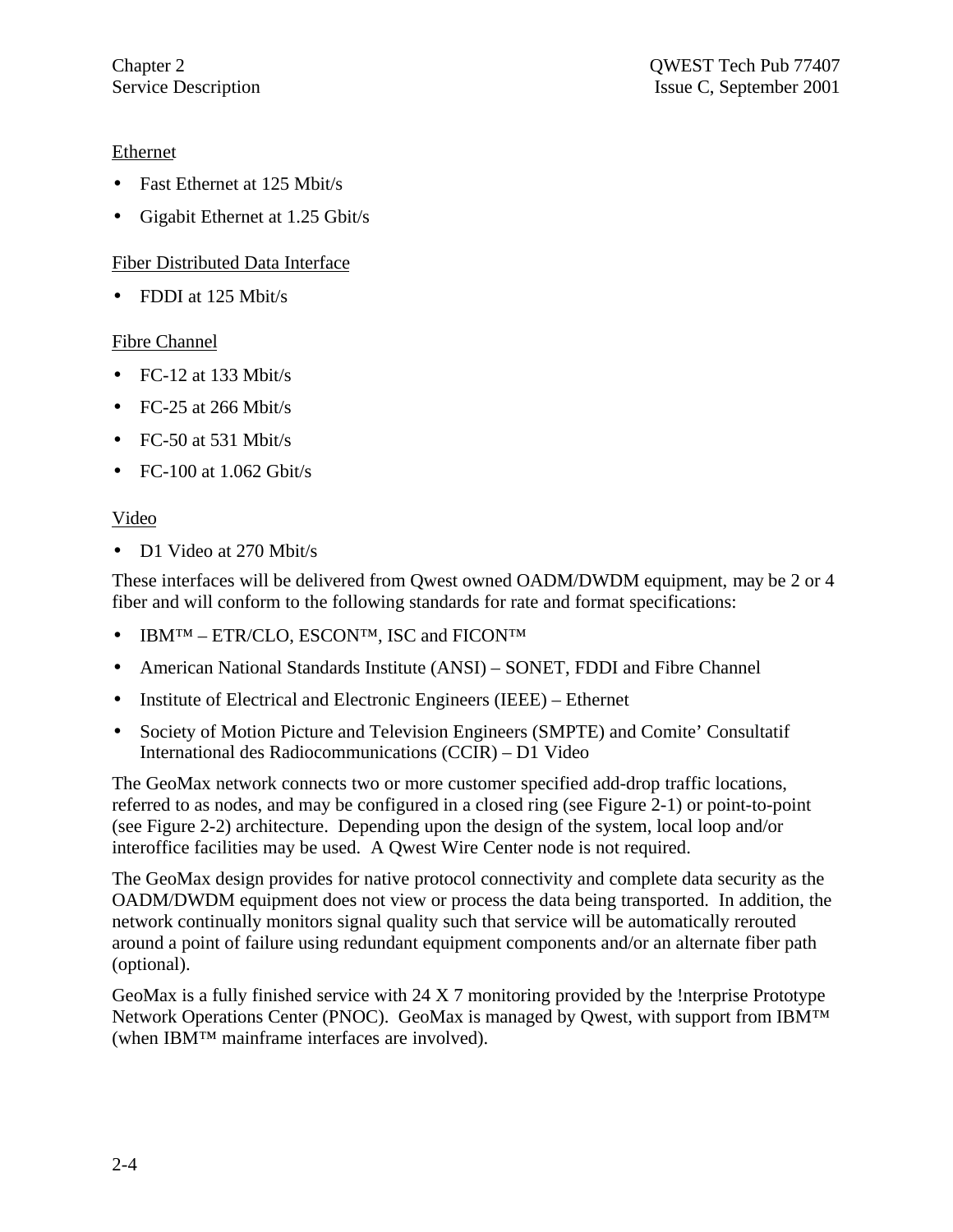Ethernet

- Fast Ethernet at 125 Mbit/s
- Gigabit Ethernet at 1.25 Gbit/s

Fiber Distributed Data Interface

- FDDI at 125 Mbit/s

Fibre Channel

- FC-12 at 133 Mbit/s
- FC-25 at 266 Mbit/s
- FC-50 at 531 Mbit/s
- FC-100 at 1.062 Gbit/s

Video

- D1 Video at 270 Mbit/s

These interfaces will be delivered from Qwest owned OADM/DWDM equipment, may be 2 or 4 fiber and will conform to the following standards for rate and format specifications:

- IBM™ – ETR/CLO, ESCON™, ISC and FICON™
- American National Standards Institute (ANSI) – SONET, FDDI and Fibre Channel
- Institute of Electrical and Electronic Engineers (IEEE) – Ethernet
- Society of Motion Picture and Television Engineers (SMPTE) and Comite' Consultatif International des Radiocommunications (CCIR) – D1 Video

The GeoMax network connects two or more customer specified add-drop traffic locations, referred to as nodes, and may be configured in a closed ring (see Figure 2-1) or point-to-point (see Figure 2-2) architecture. Depending upon the design of the system, local loop and/or interoffice facilities may be used. A Qwest Wire Center node is not required.

The GeoMax design provides for native protocol connectivity and complete data security as the OADM/DWDM equipment does not view or process the data being transported. In addition, the network continually monitors signal quality such that service will be automatically rerouted around a point of failure using redundant equipment components and/or an alternate fiber path (optional).

GeoMax is a fully finished service with 24 X 7 monitoring provided by the !nterprise Prototype Network Operations Center (PNOC). GeoMax is managed by Qwest, with support from IBM™ (when IBM™ mainframe interfaces are involved).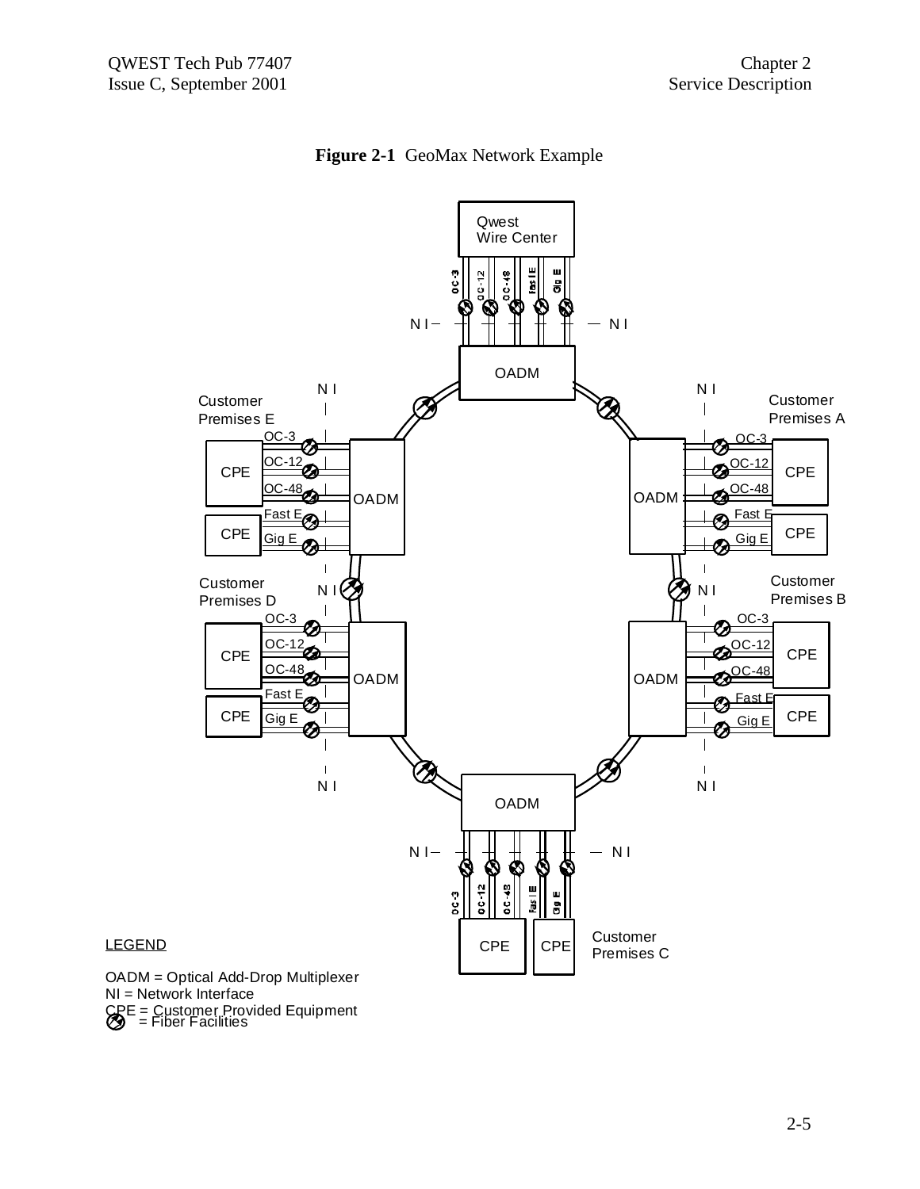**Figure 2-1** GeoMax Network Example

Qwest Wire Center

OC-3 OC-12 OC-48 Fast E Gig E

NI NI

OADM

Customer Premises E

OC-3 OC-12 OC-48 Fast E Gig E

CPE CPE OADM

Customer Premises A

OC-3 OC-12 OC-48 Fast E Gig E

OADM CPE CPE

Customer Premises D

OC-3 OC-12 OC-48 Fast E Gig E

CPE CPE OADM

Customer Premises B

OC-3 OC-12 OC-48 Fast E Gig E

OADM CPE CPE

OADM

OC-3 OC-12 OC-48 Fast E Gig E

CPE CPE Customer Premises C

LEGEND

OADM = Optical Add-Drop Multiplexer
NI = Network Interface
CPE = Customer Provided Equipment
= Fiber Facilities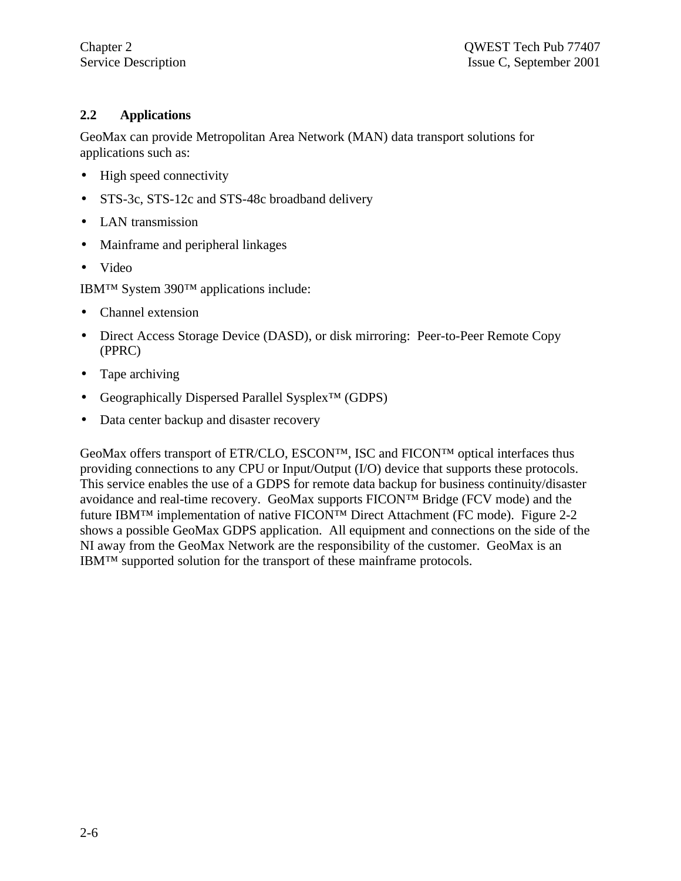## 2.2 Applications

GeoMax can provide Metropolitan Area Network (MAN) data transport solutions for applications such as:

- High speed connectivity
- STS-3c, STS-12c and STS-48c broadband delivery
- LAN transmission
- Mainframe and peripheral linkages
- Video

IBM™ System 390™ applications include:

- Channel extension
- Direct Access Storage Device (DASD), or disk mirroring: Peer-to-Peer Remote Copy (PPRC)
- Tape archiving
- Geographically Dispersed Parallel Sysplex™ (GDPS)
- Data center backup and disaster recovery

GeoMax offers transport of ETR/CLO, ESCON™, ISC and FICON™ optical interfaces thus providing connections to any CPU or Input/Output (I/O) device that supports these protocols. This service enables the use of a GDPS for remote data backup for business continuity/disaster avoidance and real-time recovery. GeoMax supports FICON™ Bridge (FCV mode) and the future IBM™ implementation of native FICON™ Direct Attachment (FC mode). Figure 2-2 shows a possible GeoMax GDPS application. All equipment and connections on the side of the NI away from the GeoMax Network are the responsibility of the customer. GeoMax is an IBM™ supported solution for the transport of these mainframe protocols.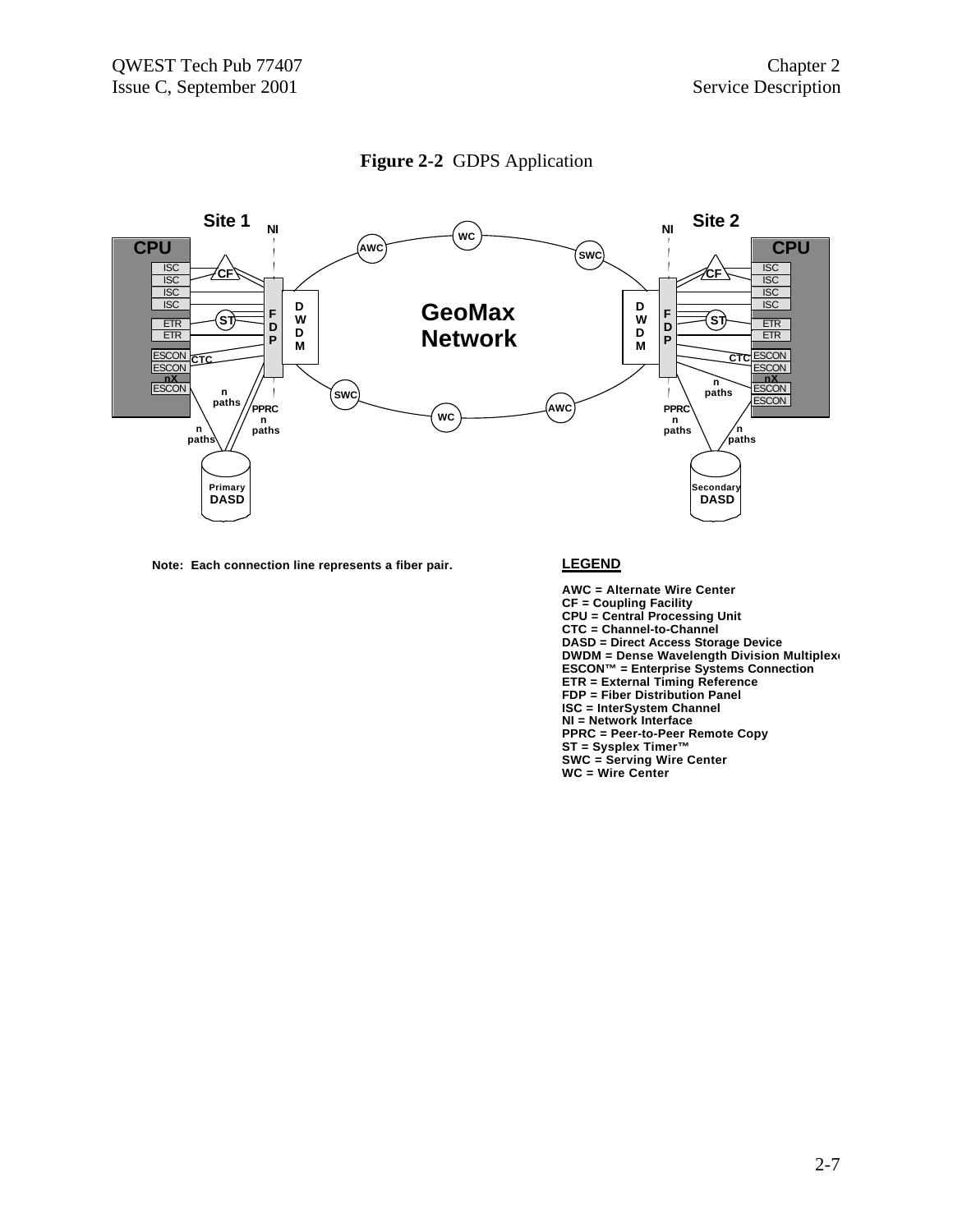**Figure 2-2** GDPS Application

**Note: Each connection line represents a fiber pair.**

**LEGEND**

- AWC = Alternate Wire Center
- CF = Coupling Facility
- CPU = Central Processing Unit
- CTC = Channel-to-Channel
- DASD = Direct Access Storage Device
- DWDM = Dense Wavelength Division Multiplexer
- ESCON™ = Enterprise Systems Connection
- ETR = External Timing Reference
- FDP = Fiber Distribution Panel
- ISC = InterSystem Channel
- NI = Network Interface
- PPRC = Peer-to-Peer Remote Copy
- ST = Sysplex Timer™
- SWC = Serving Wire Center
- WC = Wire Center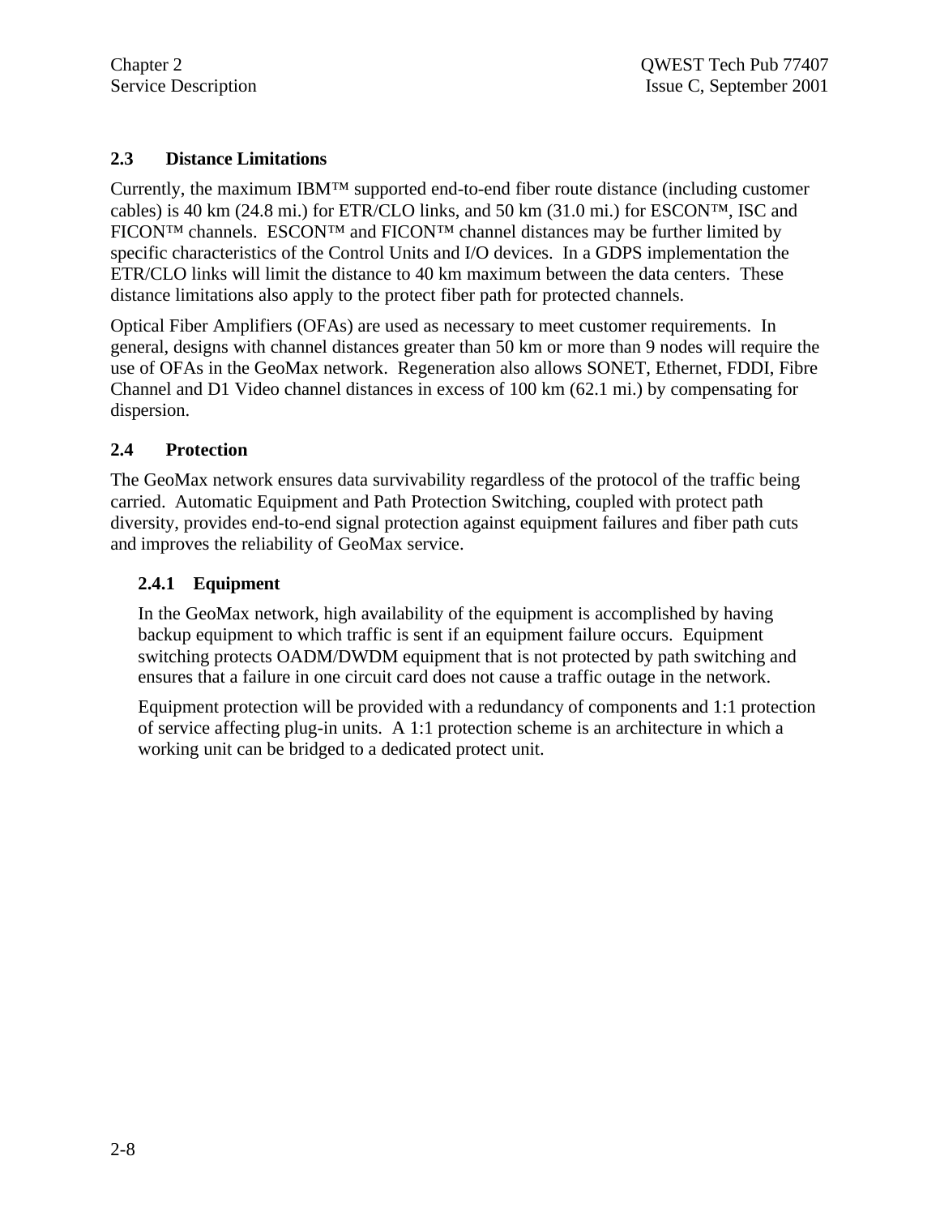## 2.3 Distance Limitations

Currently, the maximum IBM™ supported end-to-end fiber route distance (including customer cables) is 40 km (24.8 mi.) for ETR/CLO links, and 50 km (31.0 mi.) for ESCON™, ISC and FICON™ channels. ESCON™ and FICON™ channel distances may be further limited by specific characteristics of the Control Units and I/O devices. In a GDPS implementation the ETR/CLO links will limit the distance to 40 km maximum between the data centers. These distance limitations also apply to the protect fiber path for protected channels.

Optical Fiber Amplifiers (OFAs) are used as necessary to meet customer requirements. In general, designs with channel distances greater than 50 km or more than 9 nodes will require the use of OFAs in the GeoMax network. Regeneration also allows SONET, Ethernet, FDDI, Fibre Channel and D1 Video channel distances in excess of 100 km (62.1 mi.) by compensating for dispersion.

## 2.4 Protection

The GeoMax network ensures data survivability regardless of the protocol of the traffic being carried. Automatic Equipment and Path Protection Switching, coupled with protect path diversity, provides end-to-end signal protection against equipment failures and fiber path cuts and improves the reliability of GeoMax service.

### 2.4.1 Equipment

In the GeoMax network, high availability of the equipment is accomplished by having backup equipment to which traffic is sent if an equipment failure occurs. Equipment switching protects OADM/DWDM equipment that is not protected by path switching and ensures that a failure in one circuit card does not cause a traffic outage in the network.

Equipment protection will be provided with a redundancy of components and 1:1 protection of service affecting plug-in units. A 1:1 protection scheme is an architecture in which a working unit can be bridged to a dedicated protect unit.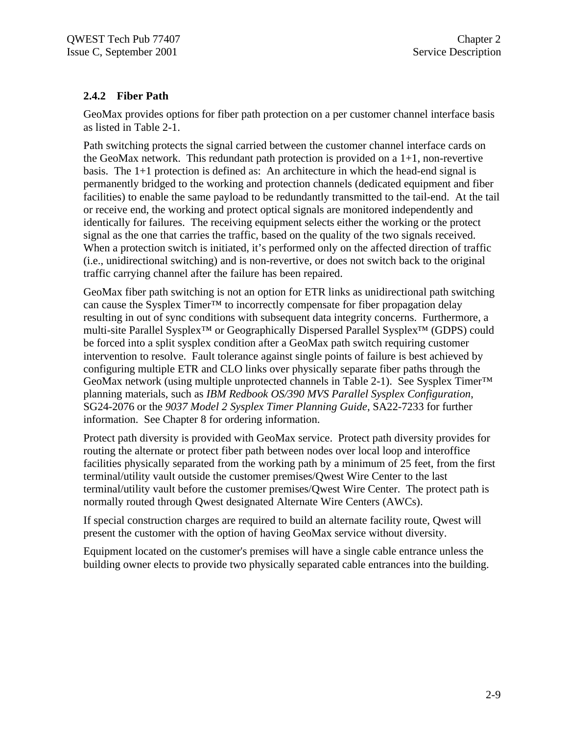### 2.4.2 Fiber Path

GeoMax provides options for fiber path protection on a per customer channel interface basis as listed in Table 2-1.

Path switching protects the signal carried between the customer channel interface cards on the GeoMax network. This redundant path protection is provided on a 1+1, non-revertive basis. The 1+1 protection is defined as: An architecture in which the head-end signal is permanently bridged to the working and protection channels (dedicated equipment and fiber facilities) to enable the same payload to be redundantly transmitted to the tail-end. At the tail or receive end, the working and protect optical signals are monitored independently and identically for failures. The receiving equipment selects either the working or the protect signal as the one that carries the traffic, based on the quality of the two signals received. When a protection switch is initiated, it's performed only on the affected direction of traffic (i.e., unidirectional switching) and is non-revertive, or does not switch back to the original traffic carrying channel after the failure has been repaired.

GeoMax fiber path switching is not an option for ETR links as unidirectional path switching can cause the Sysplex Timer™ to incorrectly compensate for fiber propagation delay resulting in out of sync conditions with subsequent data integrity concerns. Furthermore, a multi-site Parallel Sysplex™ or Geographically Dispersed Parallel Sysplex™ (GDPS) could be forced into a split sysplex condition after a GeoMax path switch requiring customer intervention to resolve. Fault tolerance against single points of failure is best achieved by configuring multiple ETR and CLO links over physically separate fiber paths through the GeoMax network (using multiple unprotected channels in Table 2-1). See Sysplex Timer™ planning materials, such as *IBM Redbook OS/390 MVS Parallel Sysplex Configuration*, SG24-2076 or the *9037 Model 2 Sysplex Timer Planning Guide*, SA22-7233 for further information. See Chapter 8 for ordering information.

Protect path diversity is provided with GeoMax service. Protect path diversity provides for routing the alternate or protect fiber path between nodes over local loop and interoffice facilities physically separated from the working path by a minimum of 25 feet, from the first terminal/utility vault outside the customer premises/Qwest Wire Center to the last terminal/utility vault before the customer premises/Qwest Wire Center. The protect path is normally routed through Qwest designated Alternate Wire Centers (AWCs).

If special construction charges are required to build an alternate facility route, Qwest will present the customer with the option of having GeoMax service without diversity.

Equipment located on the customer's premises will have a single cable entrance unless the building owner elects to provide two physically separated cable entrances into the building.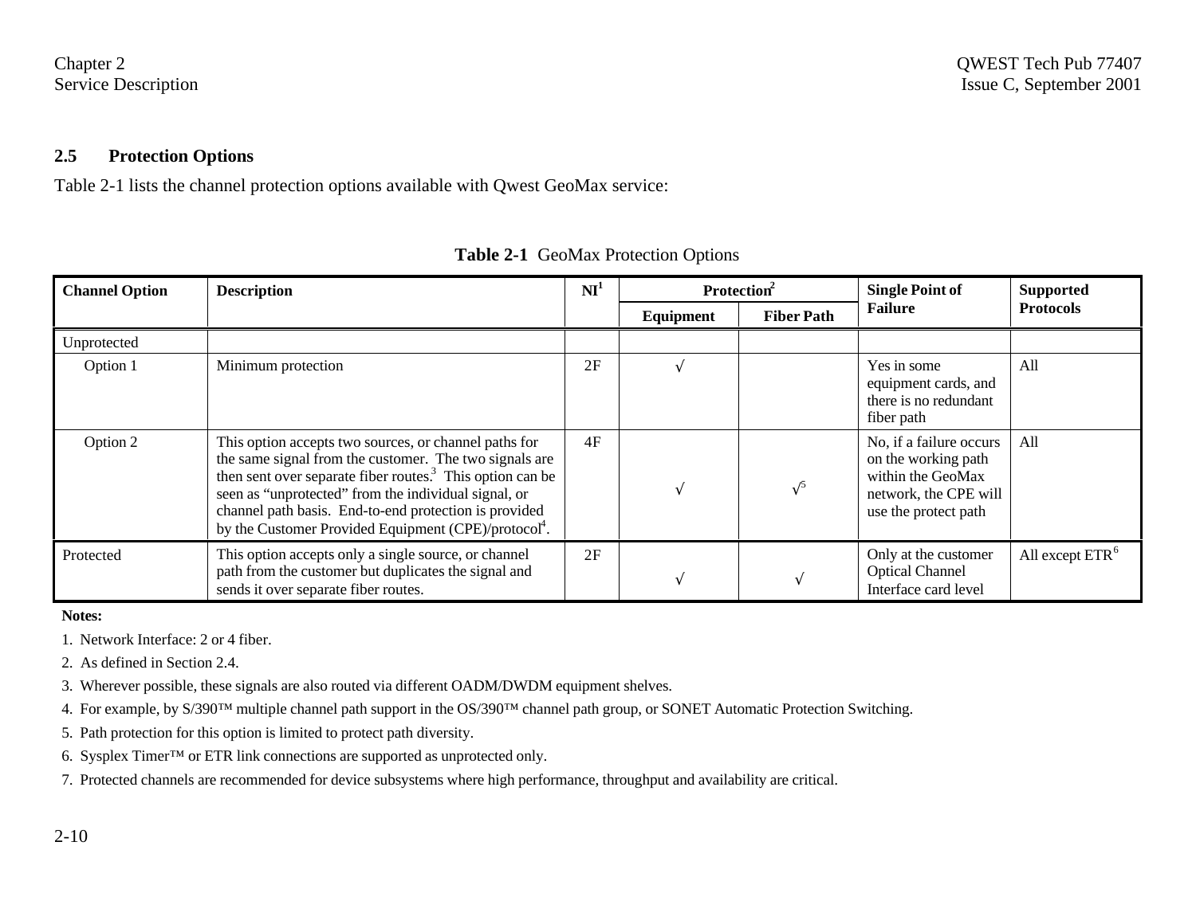## 2.5 Protection Options

Table 2-1 lists the channel protection options available with Qwest GeoMax service:

**Table 2-1** GeoMax Protection Options

| Channel Option | Description | NI[1] | Protection[2] | | Single Point of Failure | Supported Protocols |
|---|---|---|---|---|---|---|
| | | | Equipment | Fiber Path | | |
| Unprotected | | | | | | |
| Option 1 | Minimum protection | 2F | √ | | Yes in some equipment cards, and there is no redundant fiber path | All |
| Option 2 | This option accepts two sources, or channel paths for the same signal from the customer. The two signals are then sent over separate fiber routes.[3] This option can be seen as "unprotected" from the individual signal, or channel path basis. End-to-end protection is provided by the Customer Provided Equipment (CPE)/protocol[4]. | 4F | √ | √[5] | No, if a failure occurs on the working path within the GeoMax network, the CPE will use the protect path | All |
| Protected | This option accepts only a single source, or channel path from the customer but duplicates the signal and sends it over separate fiber routes. | 2F | √ | √ | Only at the customer Optical Channel Interface card level | All except ETR[6] |

**Notes:**

1. Network Interface: 2 or 4 fiber.
2. As defined in Section 2.4.
3. Wherever possible, these signals are also routed via different OADM/DWDM equipment shelves.
4. For example, by S/390™ multiple channel path support in the OS/390™ channel path group, or SONET Automatic Protection Switching.
5. Path protection for this option is limited to protect path diversity.
6. Sysplex Timer™ or ETR link connections are supported as unprotected only.
7. Protected channels are recommended for device subsystems where high performance, throughput and availability are critical.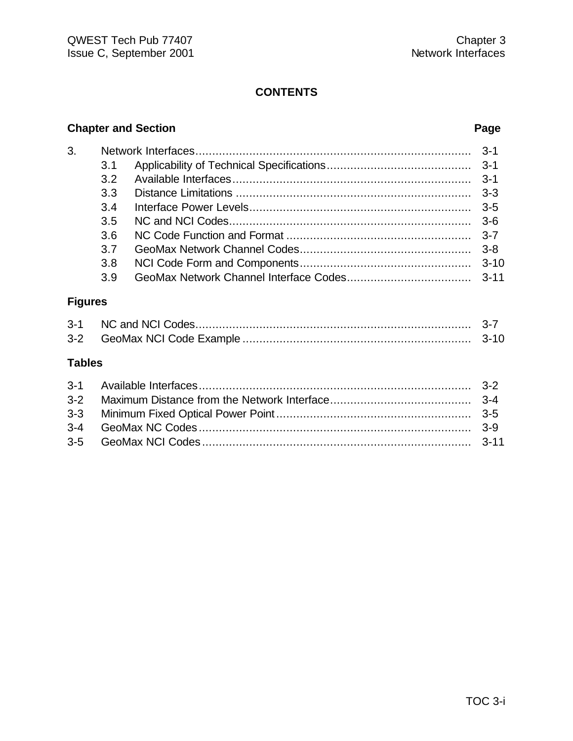# CONTENTS

| Chapter and Section | | Page |
|---|---|---|
| 3. | Network Interfaces | 3-1 |
| 3.1 | Applicability of Technical Specifications | 3-1 |
| 3.2 | Available Interfaces | 3-1 |
| 3.3 | Distance Limitations | 3-3 |
| 3.4 | Interface Power Levels | 3-5 |
| 3.5 | NC and NCI Codes | 3-6 |
| 3.6 | NC Code Function and Format | 3-7 |
| 3.7 | GeoMax Network Channel Codes | 3-8 |
| 3.8 | NCI Code Form and Components | 3-10 |
| 3.9 | GeoMax Network Channel Interface Codes | 3-11 |

## Figures

| | | |
|---|---|---|
| 3-1 | NC and NCI Codes | 3-7 |
| 3-2 | GeoMax NCI Code Example | 3-10 |

## Tables

| | | |
|---|---|---|
| 3-1 | Available Interfaces | 3-2 |
| 3-2 | Maximum Distance from the Network Interface | 3-4 |
| 3-3 | Minimum Fixed Optical Power Point | 3-5 |
| 3-4 | GeoMax NC Codes | 3-9 |
| 3-5 | GeoMax NCI Codes | 3-11 |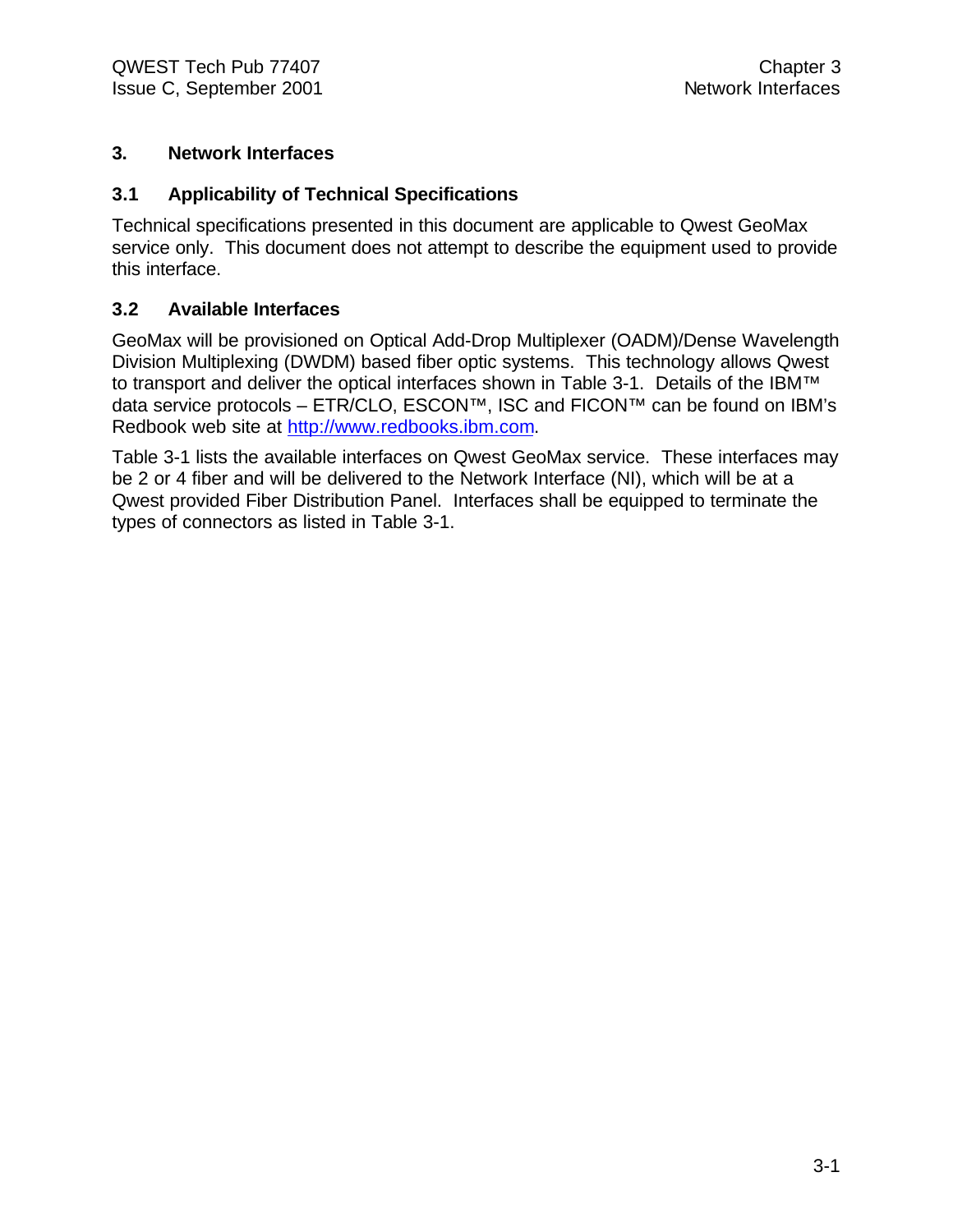# 3. Network Interfaces

## 3.1 Applicability of Technical Specifications

Technical specifications presented in this document are applicable to Qwest GeoMax service only. This document does not attempt to describe the equipment used to provide this interface.

## 3.2 Available Interfaces

GeoMax will be provisioned on Optical Add-Drop Multiplexer (OADM)/Dense Wavelength Division Multiplexing (DWDM) based fiber optic systems. This technology allows Qwest to transport and deliver the optical interfaces shown in Table 3-1. Details of the IBM™ data service protocols – ETR/CLO, ESCON™, ISC and FICON™ can be found on IBM's Redbook web site at http://www.redbooks.ibm.com.

Table 3-1 lists the available interfaces on Qwest GeoMax service. These interfaces may be 2 or 4 fiber and will be delivered to the Network Interface (NI), which will be at a Qwest provided Fiber Distribution Panel. Interfaces shall be equipped to terminate the types of connectors as listed in Table 3-1.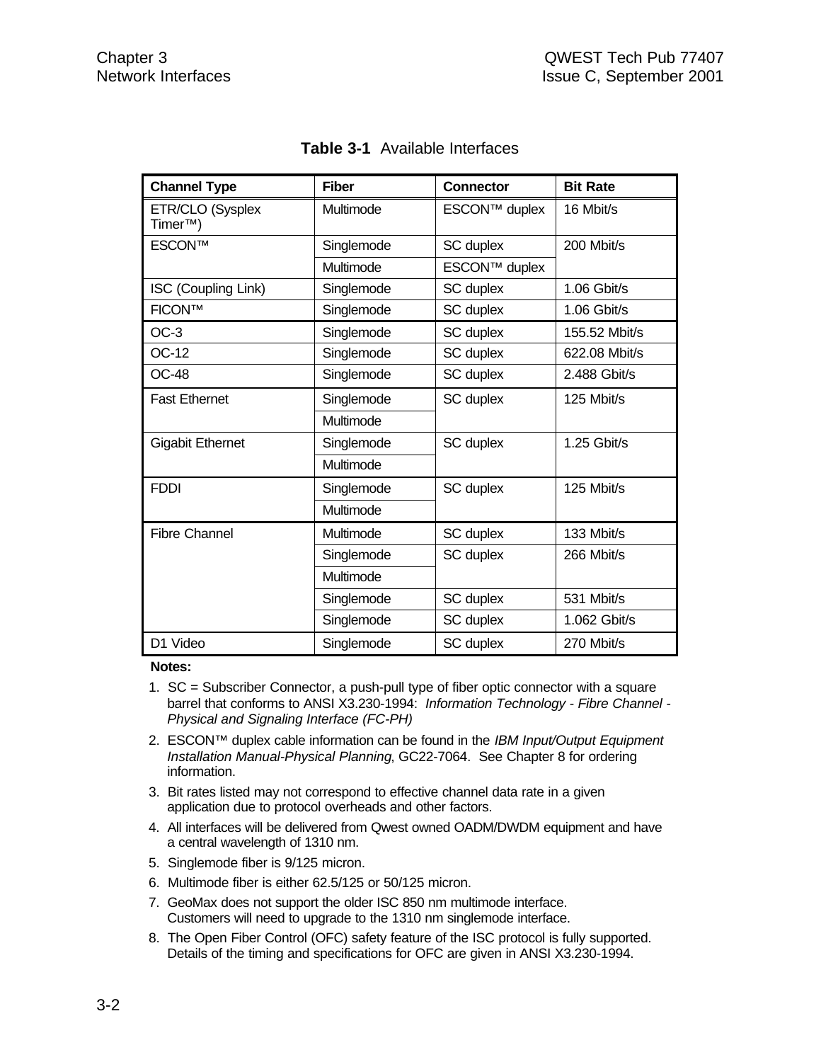**Table 3-1** Available Interfaces

| Channel Type | Fiber | Connector | Bit Rate |
|---|---|---|---|
| ETR/CLO (Sysplex Timer™) | Multimode | ESCON™ duplex | 16 Mbit/s |
| ESCON™ | Singlemode | SC duplex | 200 Mbit/s |
| | Multimode | ESCON™ duplex | |
| ISC (Coupling Link) | Singlemode | SC duplex | 1.06 Gbit/s |
| FICON™ | Singlemode | SC duplex | 1.06 Gbit/s |
| OC-3 | Singlemode | SC duplex | 155.52 Mbit/s |
| OC-12 | Singlemode | SC duplex | 622.08 Mbit/s |
| OC-48 | Singlemode | SC duplex | 2.488 Gbit/s |
| Fast Ethernet | Singlemode | SC duplex | 125 Mbit/s |
| | Multimode | | |
| Gigabit Ethernet | Singlemode | SC duplex | 1.25 Gbit/s |
| | Multimode | | |
| FDDI | Singlemode | SC duplex | 125 Mbit/s |
| | Multimode | | |
| Fibre Channel | Multimode | SC duplex | 133 Mbit/s |
| | Singlemode | SC duplex | 266 Mbit/s |
| | Multimode | | |
| | Singlemode | SC duplex | 531 Mbit/s |
| | Singlemode | SC duplex | 1.062 Gbit/s |
| D1 Video | Singlemode | SC duplex | 270 Mbit/s |

**Notes:**

1. SC = Subscriber Connector, a push-pull type of fiber optic connector with a square barrel that conforms to ANSI X3.230-1994: *Information Technology - Fibre Channel - Physical and Signaling Interface (FC-PH)*
2. ESCON™ duplex cable information can be found in the *IBM Input/Output Equipment Installation Manual-Physical Planning*, GC22-7064. See Chapter 8 for ordering information.
3. Bit rates listed may not correspond to effective channel data rate in a given application due to protocol overheads and other factors.
4. All interfaces will be delivered from Qwest owned OADM/DWDM equipment and have a central wavelength of 1310 nm.
5. Singlemode fiber is 9/125 micron.
6. Multimode fiber is either 62.5/125 or 50/125 micron.
7. GeoMax does not support the older ISC 850 nm multimode interface. Customers will need to upgrade to the 1310 nm singlemode interface.
8. The Open Fiber Control (OFC) safety feature of the ISC protocol is fully supported. Details of the timing and specifications for OFC are given in ANSI X3.230-1994.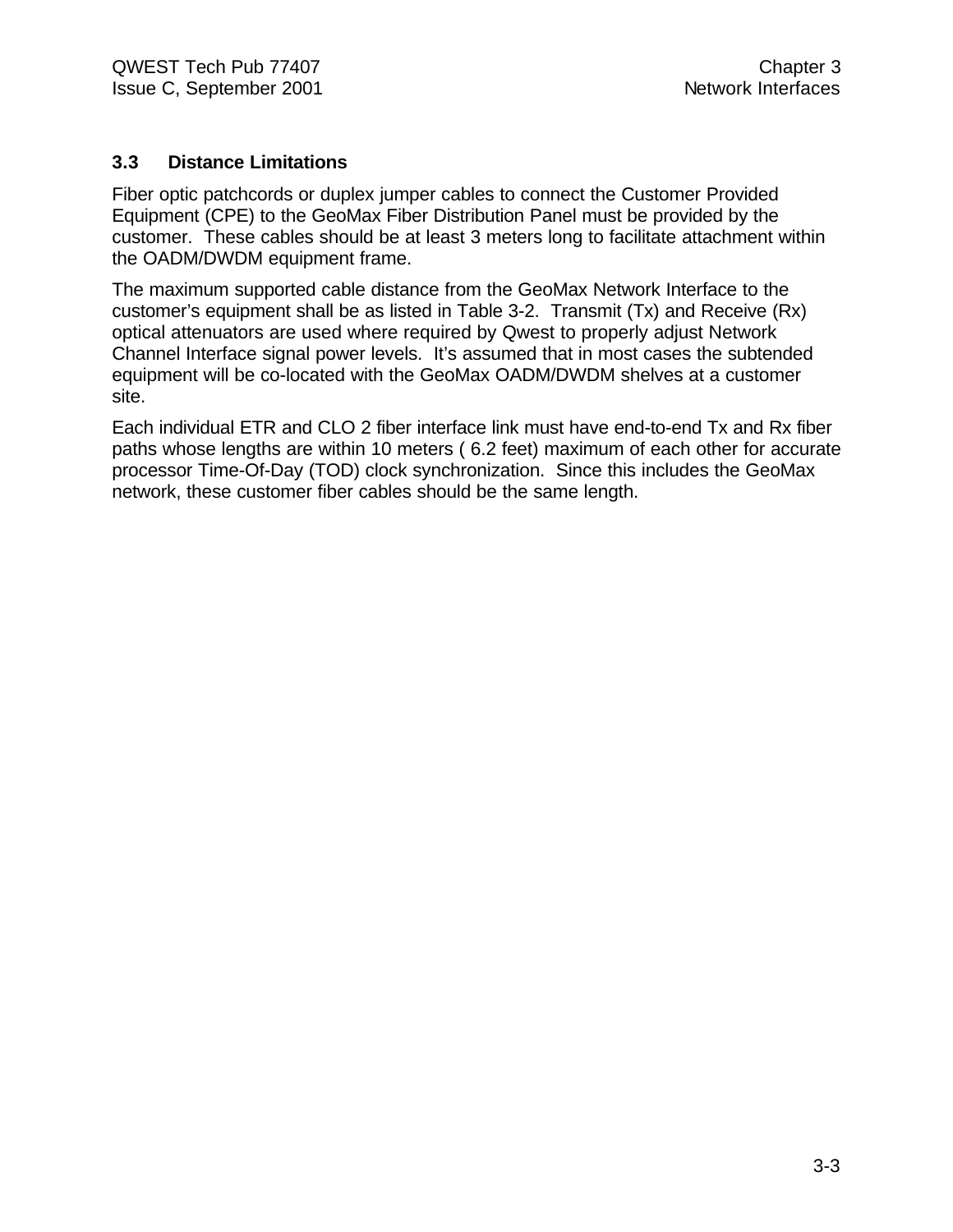### 3.3 Distance Limitations

Fiber optic patchcords or duplex jumper cables to connect the Customer Provided Equipment (CPE) to the GeoMax Fiber Distribution Panel must be provided by the customer. These cables should be at least 3 meters long to facilitate attachment within the OADM/DWDM equipment frame.

The maximum supported cable distance from the GeoMax Network Interface to the customer's equipment shall be as listed in Table 3-2. Transmit (Tx) and Receive (Rx) optical attenuators are used where required by Qwest to properly adjust Network Channel Interface signal power levels. It's assumed that in most cases the subtended equipment will be co-located with the GeoMax OADM/DWDM shelves at a customer site.

Each individual ETR and CLO 2 fiber interface link must have end-to-end Tx and Rx fiber paths whose lengths are within 10 meters ( 6.2 feet) maximum of each other for accurate processor Time-Of-Day (TOD) clock synchronization. Since this includes the GeoMax network, these customer fiber cables should be the same length.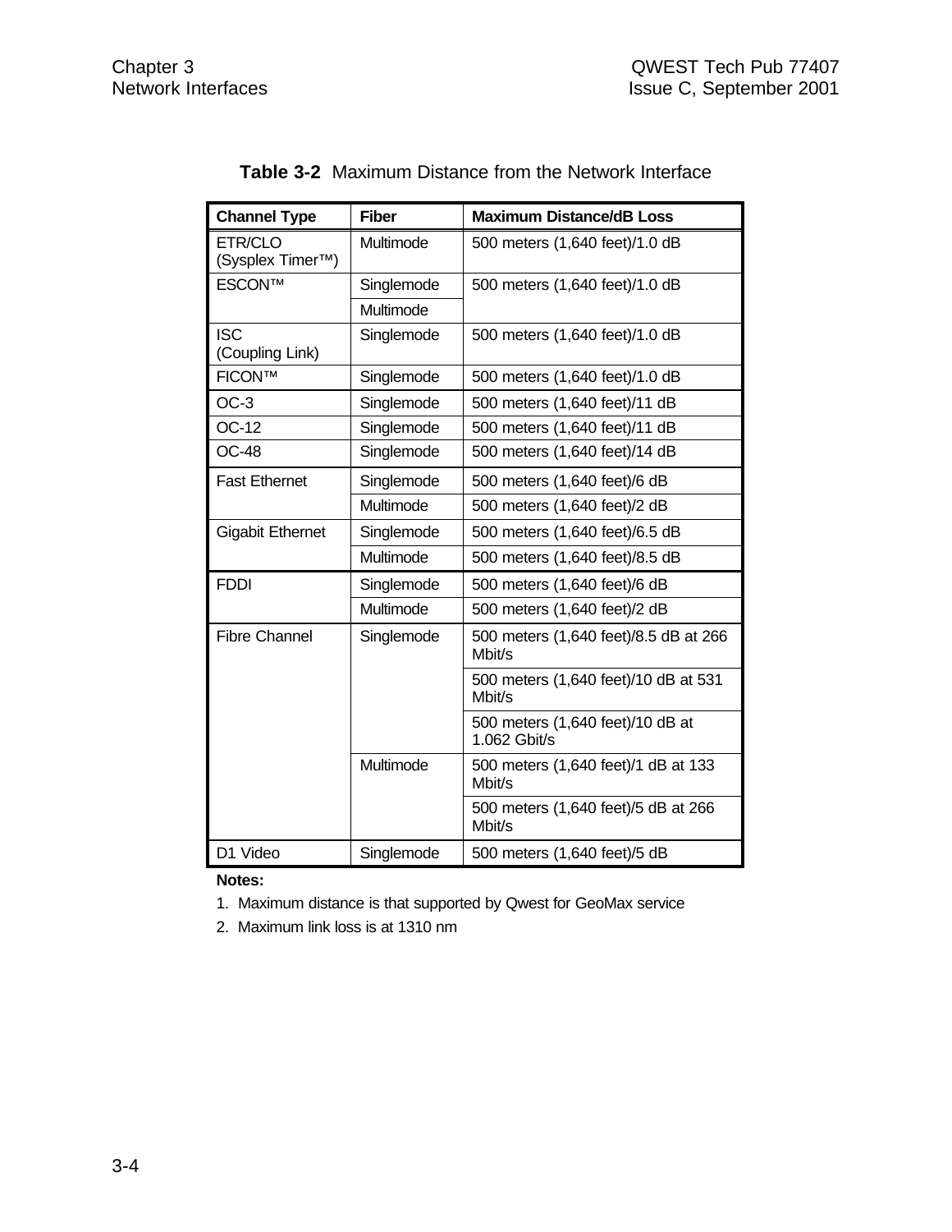**Table 3-2** Maximum Distance from the Network Interface

| Channel Type | Fiber | Maximum Distance/dB Loss |
|---|---|---|
| ETR/CLO (Sysplex Timer™) | Multimode | 500 meters (1,640 feet)/1.0 dB |
| ESCON™ | Singlemode | 500 meters (1,640 feet)/1.0 dB |
| | Multimode | |
| ISC (Coupling Link) | Singlemode | 500 meters (1,640 feet)/1.0 dB |
| FICON™ | Singlemode | 500 meters (1,640 feet)/1.0 dB |
| OC-3 | Singlemode | 500 meters (1,640 feet)/11 dB |
| OC-12 | Singlemode | 500 meters (1,640 feet)/11 dB |
| OC-48 | Singlemode | 500 meters (1,640 feet)/14 dB |
| Fast Ethernet | Singlemode | 500 meters (1,640 feet)/6 dB |
| | Multimode | 500 meters (1,640 feet)/2 dB |
| Gigabit Ethernet | Singlemode | 500 meters (1,640 feet)/6.5 dB |
| | Multimode | 500 meters (1,640 feet)/8.5 dB |
| FDDI | Singlemode | 500 meters (1,640 feet)/6 dB |
| | Multimode | 500 meters (1,640 feet)/2 dB |
| Fibre Channel | Singlemode | 500 meters (1,640 feet)/8.5 dB at 266 Mbit/s |
| | | 500 meters (1,640 feet)/10 dB at 531 Mbit/s |
| | | 500 meters (1,640 feet)/10 dB at 1.062 Gbit/s |
| | Multimode | 500 meters (1,640 feet)/1 dB at 133 Mbit/s |
| | | 500 meters (1,640 feet)/5 dB at 266 Mbit/s |
| D1 Video | Singlemode | 500 meters (1,640 feet)/5 dB |

**Notes:**

1. Maximum distance is that supported by Qwest for GeoMax service
2. Maximum link loss is at 1310 nm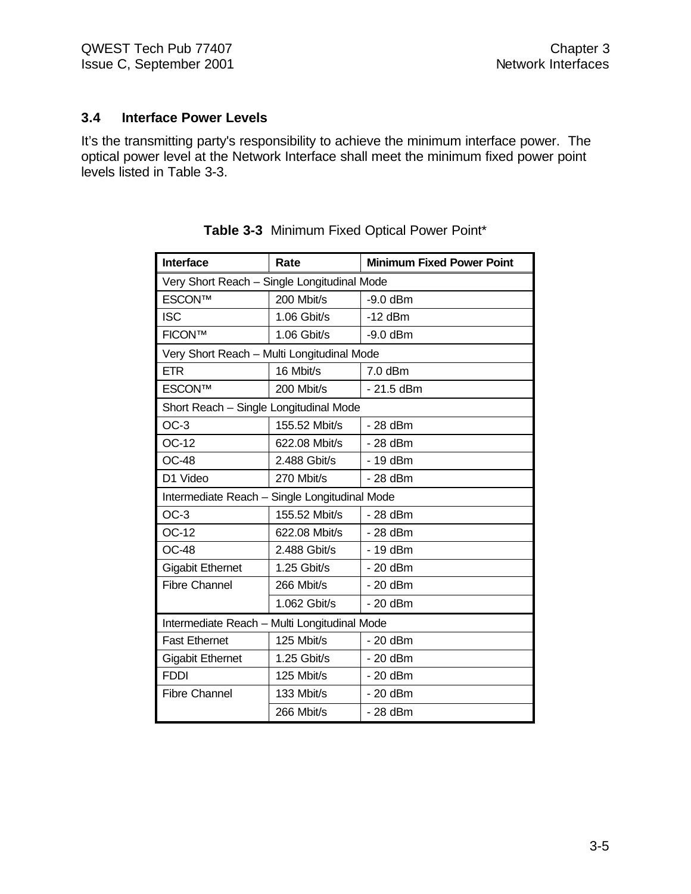### 3.4 Interface Power Levels

It's the transmitting party's responsibility to achieve the minimum interface power. The optical power level at the Network Interface shall meet the minimum fixed power point levels listed in Table 3-3.

**Table 3-3** Minimum Fixed Optical Power Point*

| Interface | Rate | Minimum Fixed Power Point |
|---|---|---|
| Very Short Reach – Single Longitudinal Mode | | |
| ESCON™ | 200 Mbit/s | -9.0 dBm |
| ISC | 1.06 Gbit/s | -12 dBm |
| FICON™ | 1.06 Gbit/s | -9.0 dBm |
| Very Short Reach – Multi Longitudinal Mode | | |
| ETR | 16 Mbit/s | 7.0 dBm |
| ESCON™ | 200 Mbit/s | - 21.5 dBm |
| Short Reach – Single Longitudinal Mode | | |
| OC-3 | 155.52 Mbit/s | - 28 dBm |
| OC-12 | 622.08 Mbit/s | - 28 dBm |
| OC-48 | 2.488 Gbit/s | - 19 dBm |
| D1 Video | 270 Mbit/s | - 28 dBm |
| Intermediate Reach – Single Longitudinal Mode | | |
| OC-3 | 155.52 Mbit/s | - 28 dBm |
| OC-12 | 622.08 Mbit/s | - 28 dBm |
| OC-48 | 2.488 Gbit/s | - 19 dBm |
| Gigabit Ethernet | 1.25 Gbit/s | - 20 dBm |
| Fibre Channel | 266 Mbit/s | - 20 dBm |
| | 1.062 Gbit/s | - 20 dBm |
| Intermediate Reach – Multi Longitudinal Mode | | |
| Fast Ethernet | 125 Mbit/s | - 20 dBm |
| Gigabit Ethernet | 1.25 Gbit/s | - 20 dBm |
| FDDI | 125 Mbit/s | - 20 dBm |
| Fibre Channel | 133 Mbit/s | - 20 dBm |
| | 266 Mbit/s | - 28 dBm |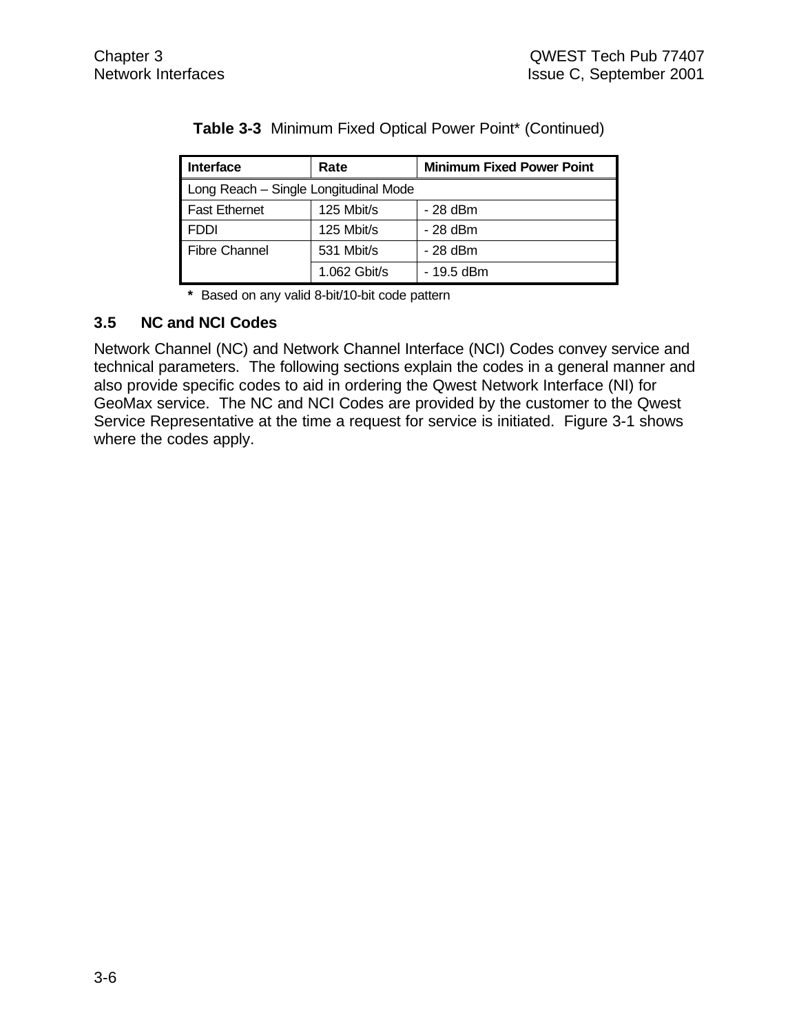**Table 3-3** Minimum Fixed Optical Power Point* (Continued)

| Interface | Rate | Minimum Fixed Power Point |
|---|---|---|
| Long Reach – Single Longitudinal Mode | | |
| Fast Ethernet | 125 Mbit/s | - 28 dBm |
| FDDI | 125 Mbit/s | - 28 dBm |
| Fibre Channel | 531 Mbit/s | - 28 dBm |
| | 1.062 Gbit/s | - 19.5 dBm |

**\*** Based on any valid 8-bit/10-bit code pattern

### 3.5 NC and NCI Codes

Network Channel (NC) and Network Channel Interface (NCI) Codes convey service and technical parameters. The following sections explain the codes in a general manner and also provide specific codes to aid in ordering the Qwest Network Interface (NI) for GeoMax service. The NC and NCI Codes are provided by the customer to the Qwest Service Representative at the time a request for service is initiated. Figure 3-1 shows where the codes apply.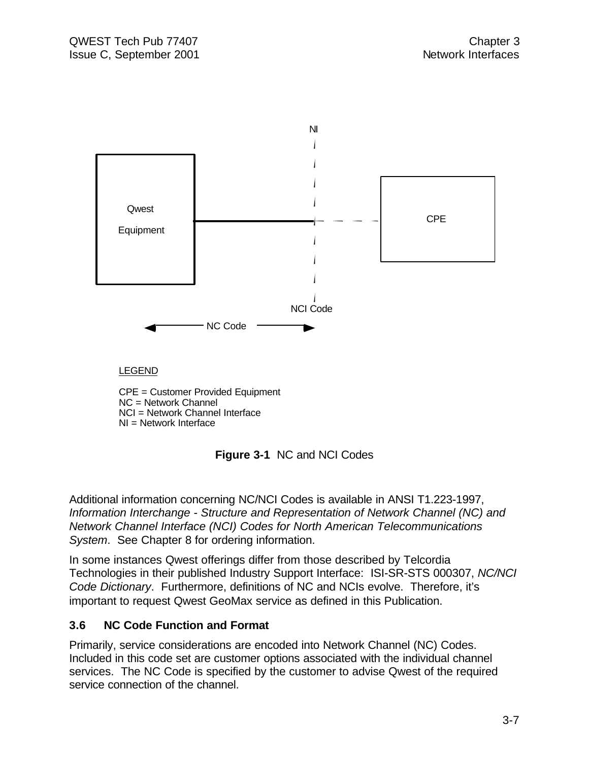NI

Qwest Equipment

CPE

NCI Code

NC Code

LEGEND

CPE = Customer Provided Equipment
NC = Network Channel
NCI = Network Channel Interface
NI = Network Interface

**Figure 3-1** NC and NCI Codes

Additional information concerning NC/NCI Codes is available in ANSI T1.223-1997, *Information Interchange - Structure and Representation of Network Channel (NC) and Network Channel Interface (NCI) Codes for North American Telecommunications System*. See Chapter 8 for ordering information.

In some instances Qwest offerings differ from those described by Telcordia Technologies in their published Industry Support Interface: ISI-SR-STS 000307, *NC/NCI Code Dictionary*. Furthermore, definitions of NC and NCIs evolve. Therefore, it's important to request Qwest GeoMax service as defined in this Publication.

### 3.6 NC Code Function and Format

Primarily, service considerations are encoded into Network Channel (NC) Codes. Included in this code set are customer options associated with the individual channel services. The NC Code is specified by the customer to advise Qwest of the required service connection of the channel.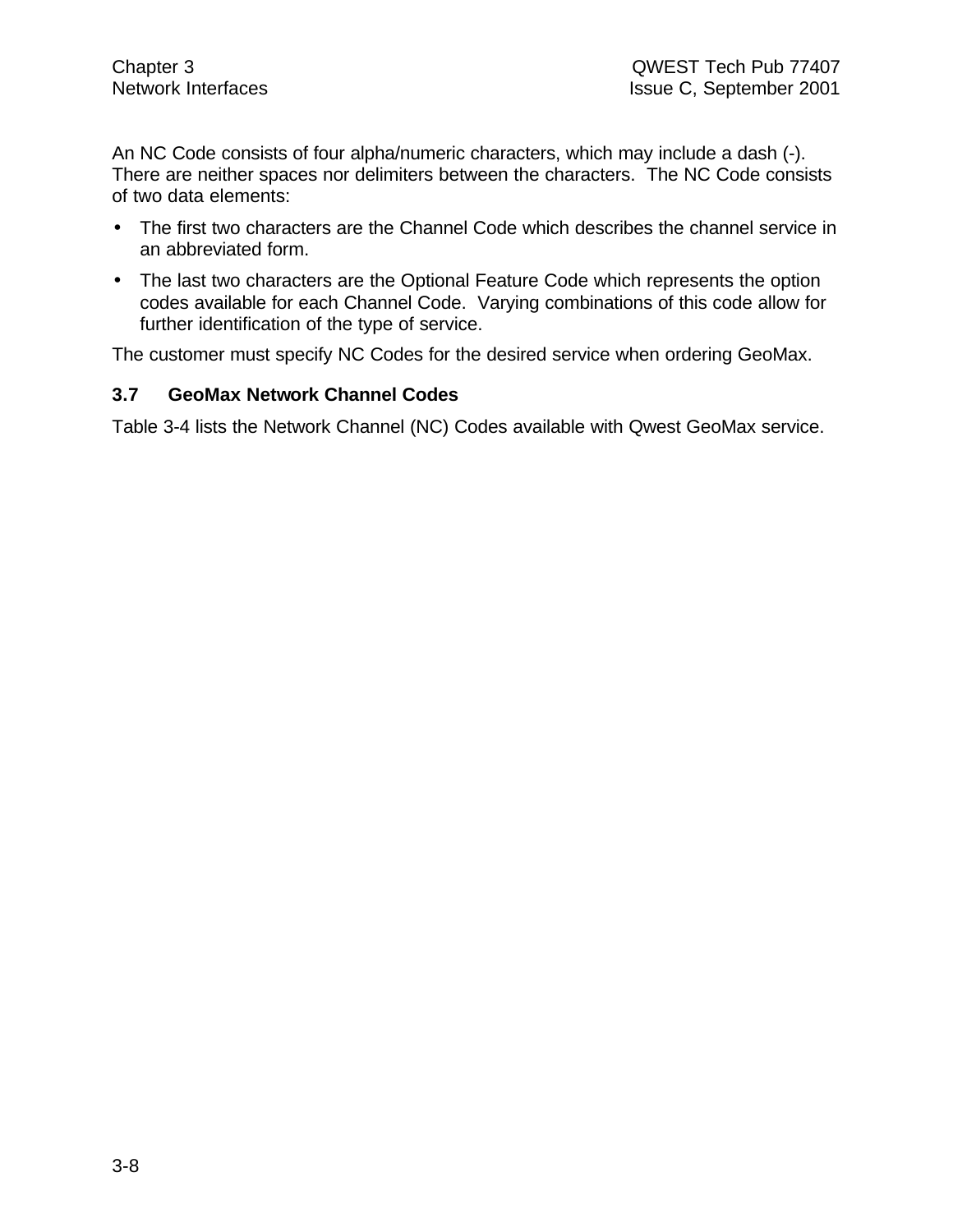An NC Code consists of four alpha/numeric characters, which may include a dash (-). There are neither spaces nor delimiters between the characters. The NC Code consists of two data elements:

- The first two characters are the Channel Code which describes the channel service in an abbreviated form.
- The last two characters are the Optional Feature Code which represents the option codes available for each Channel Code. Varying combinations of this code allow for further identification of the type of service.

The customer must specify NC Codes for the desired service when ordering GeoMax.

### 3.7 GeoMax Network Channel Codes

Table 3-4 lists the Network Channel (NC) Codes available with Qwest GeoMax service.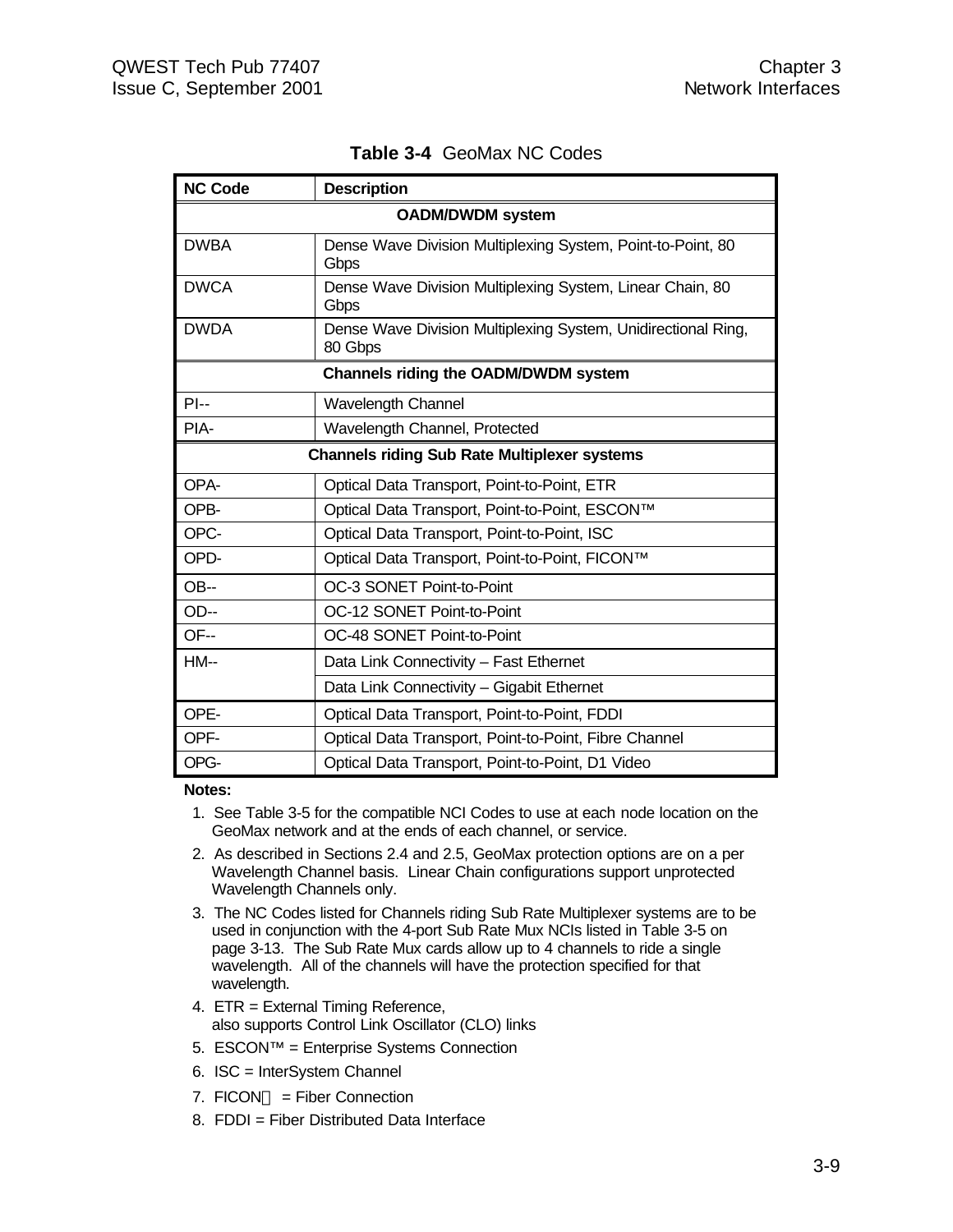**Table 3-4** GeoMax NC Codes

| NC Code | Description |
|---|---|
| **OADM/DWDM system** | |
| DWBA | Dense Wave Division Multiplexing System, Point-to-Point, 80 Gbps |
| DWCA | Dense Wave Division Multiplexing System, Linear Chain, 80 Gbps |
| DWDA | Dense Wave Division Multiplexing System, Unidirectional Ring, 80 Gbps |
| **Channels riding the OADM/DWDM system** | |
| PI-- | Wavelength Channel |
| PIA- | Wavelength Channel, Protected |
| **Channels riding Sub Rate Multiplexer systems** | |
| OPA- | Optical Data Transport, Point-to-Point, ETR |
| OPB- | Optical Data Transport, Point-to-Point, ESCON™ |
| OPC- | Optical Data Transport, Point-to-Point, ISC |
| OPD- | Optical Data Transport, Point-to-Point, FICON™ |
| OB-- | OC-3 SONET Point-to-Point |
| OD-- | OC-12 SONET Point-to-Point |
| OF-- | OC-48 SONET Point-to-Point |
| HM-- | Data Link Connectivity – Fast Ethernet |
| | Data Link Connectivity – Gigabit Ethernet |
| OPE- | Optical Data Transport, Point-to-Point, FDDI |
| OPF- | Optical Data Transport, Point-to-Point, Fibre Channel |
| OPG- | Optical Data Transport, Point-to-Point, D1 Video |

**Notes:**

1. See Table 3-5 for the compatible NCI Codes to use at each node location on the GeoMax network and at the ends of each channel, or service.
2. As described in Sections 2.4 and 2.5, GeoMax protection options are on a per Wavelength Channel basis. Linear Chain configurations support unprotected Wavelength Channels only.
3. The NC Codes listed for Channels riding Sub Rate Multiplexer systems are to be used in conjunction with the 4-port Sub Rate Mux NCIs listed in Table 3-5 on page 3-13. The Sub Rate Mux cards allow up to 4 channels to ride a single wavelength. All of the channels will have the protection specified for that wavelength.
4. ETR = External Timing Reference, also supports Control Link Oscillator (CLO) links
5. ESCON™ = Enterprise Systems Connection
6. ISC = InterSystem Channel
7. FICON™ = Fiber Connection
8. FDDI = Fiber Distributed Data Interface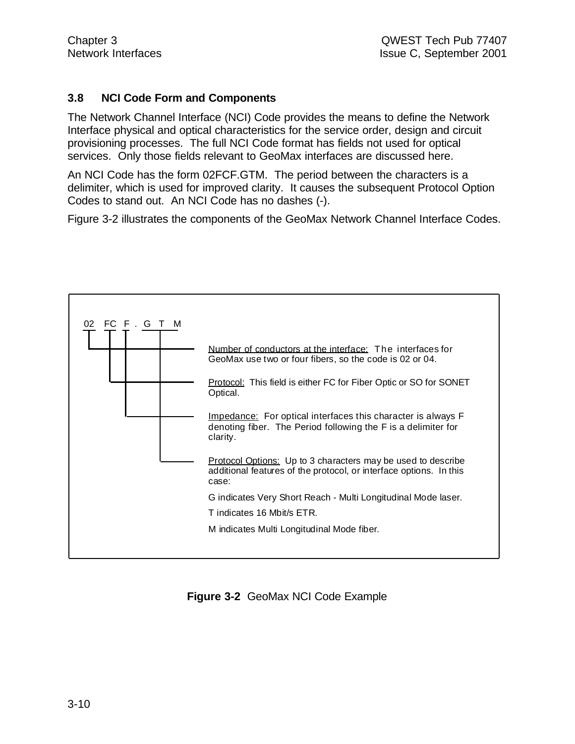### 3.8 NCI Code Form and Components

The Network Channel Interface (NCI) Code provides the means to define the Network Interface physical and optical characteristics for the service order, design and circuit provisioning processes. The full NCI Code format has fields not used for optical services. Only those fields relevant to GeoMax interfaces are discussed here.

An NCI Code has the form 02FCF.GTM. The period between the characters is a delimiter, which is used for improved clarity. It causes the subsequent Protocol Option Codes to stand out. An NCI Code has no dashes (-).

Figure 3-2 illustrates the components of the GeoMax Network Channel Interface Codes.

02 FC F . G T M

- Number of conductors at the interface: The interfaces for GeoMax use two or four fibers, so the code is 02 or 04.
- Protocol: This field is either FC for Fiber Optic or SO for SONET Optical.
- Impedance: For optical interfaces this character is always F denoting fiber. The Period following the F is a delimiter for clarity.
- Protocol Options: Up to 3 characters may be used to describe additional features of the protocol, or interface options. In this case:

  G indicates Very Short Reach - Multi Longitudinal Mode laser.

  T indicates 16 Mbit/s ETR.

  M indicates Multi Longitudinal Mode fiber.

**Figure 3-2** GeoMax NCI Code Example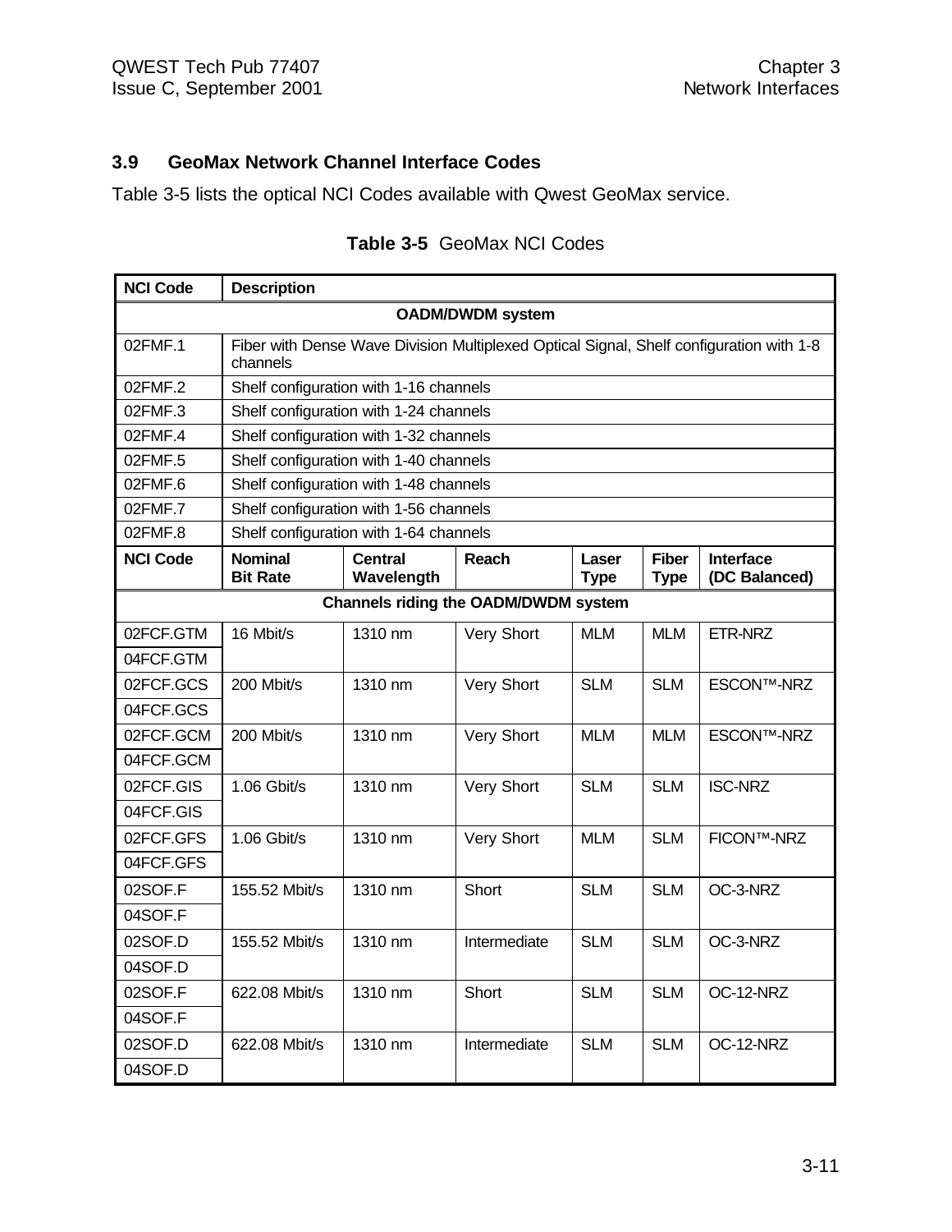## 3.9 GeoMax Network Channel Interface Codes

Table 3-5 lists the optical NCI Codes available with Qwest GeoMax service.

**Table 3-5** GeoMax NCI Codes

| NCI Code | Description | | | | | |
|---|---|---|---|---|---|---|
| **OADM/DWDM system** | | | | | | |
| 02FMF.1 | Fiber with Dense Wave Division Multiplexed Optical Signal, Shelf configuration with 1-8 channels | | | | | |
| 02FMF.2 | Shelf configuration with 1-16 channels | | | | | |
| 02FMF.3 | Shelf configuration with 1-24 channels | | | | | |
| 02FMF.4 | Shelf configuration with 1-32 channels | | | | | |
| 02FMF.5 | Shelf configuration with 1-40 channels | | | | | |
| 02FMF.6 | Shelf configuration with 1-48 channels | | | | | |
| 02FMF.7 | Shelf configuration with 1-56 channels | | | | | |
| 02FMF.8 | Shelf configuration with 1-64 channels | | | | | |
| **NCI Code** | **Nominal Bit Rate** | **Central Wavelength** | **Reach** | **Laser Type** | **Fiber Type** | **Interface (DC Balanced)** |
| **Channels riding the OADM/DWDM system** | | | | | | |
| 02FCF.GTM | 16 Mbit/s | 1310 nm | Very Short | MLM | MLM | ETR-NRZ |
| 04FCF.GTM | | | | | | |
| 02FCF.GCS | 200 Mbit/s | 1310 nm | Very Short | SLM | SLM | ESCON™-NRZ |
| 04FCF.GCS | | | | | | |
| 02FCF.GCM | 200 Mbit/s | 1310 nm | Very Short | MLM | MLM | ESCON™-NRZ |
| 04FCF.GCM | | | | | | |
| 02FCF.GIS | 1.06 Gbit/s | 1310 nm | Very Short | SLM | SLM | ISC-NRZ |
| 04FCF.GIS | | | | | | |
| 02FCF.GFS | 1.06 Gbit/s | 1310 nm | Very Short | MLM | SLM | FICON™-NRZ |
| 04FCF.GFS | | | | | | |
| 02SOF.F | 155.52 Mbit/s | 1310 nm | Short | SLM | SLM | OC-3-NRZ |
| 04SOF.F | | | | | | |
| 02SOF.D | 155.52 Mbit/s | 1310 nm | Intermediate | SLM | SLM | OC-3-NRZ |
| 04SOF.D | | | | | | |
| 02SOF.F | 622.08 Mbit/s | 1310 nm | Short | SLM | SLM | OC-12-NRZ |
| 04SOF.F | | | | | | |
| 02SOF.D | 622.08 Mbit/s | 1310 nm | Intermediate | SLM | SLM | OC-12-NRZ |
| 04SOF.D | | | | | | |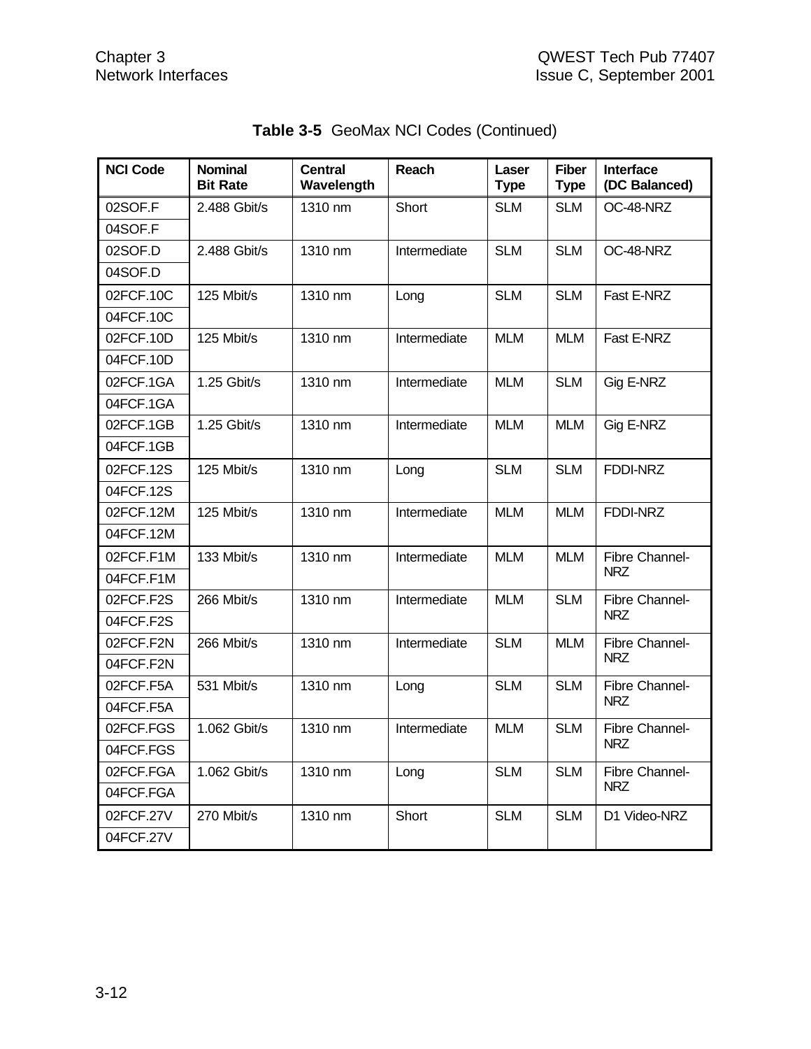**Table 3-5** GeoMax NCI Codes (Continued)

| NCI Code | Nominal Bit Rate | Central Wavelength | Reach | Laser Type | Fiber Type | Interface (DC Balanced) |
|---|---|---|---|---|---|---|
| 02SOF.F | 2.488 Gbit/s | 1310 nm | Short | SLM | SLM | OC-48-NRZ |
| 04SOF.F | | | | | | |
| 02SOF.D | 2.488 Gbit/s | 1310 nm | Intermediate | SLM | SLM | OC-48-NRZ |
| 04SOF.D | | | | | | |
| 02FCF.10C | 125 Mbit/s | 1310 nm | Long | SLM | SLM | Fast E-NRZ |
| 04FCF.10C | | | | | | |
| 02FCF.10D | 125 Mbit/s | 1310 nm | Intermediate | MLM | MLM | Fast E-NRZ |
| 04FCF.10D | | | | | | |
| 02FCF.1GA | 1.25 Gbit/s | 1310 nm | Intermediate | MLM | SLM | Gig E-NRZ |
| 04FCF.1GA | | | | | | |
| 02FCF.1GB | 1.25 Gbit/s | 1310 nm | Intermediate | MLM | MLM | Gig E-NRZ |
| 04FCF.1GB | | | | | | |
| 02FCF.12S | 125 Mbit/s | 1310 nm | Long | SLM | SLM | FDDI-NRZ |
| 04FCF.12S | | | | | | |
| 02FCF.12M | 125 Mbit/s | 1310 nm | Intermediate | MLM | MLM | FDDI-NRZ |
| 04FCF.12M | | | | | | |
| 02FCF.F1M | 133 Mbit/s | 1310 nm | Intermediate | MLM | MLM | Fibre Channel-NRZ |
| 04FCF.F1M | | | | | | |
| 02FCF.F2S | 266 Mbit/s | 1310 nm | Intermediate | MLM | SLM | Fibre Channel-NRZ |
| 04FCF.F2S | | | | | | |
| 02FCF.F2N | 266 Mbit/s | 1310 nm | Intermediate | SLM | MLM | Fibre Channel-NRZ |
| 04FCF.F2N | | | | | | |
| 02FCF.F5A | 531 Mbit/s | 1310 nm | Long | SLM | SLM | Fibre Channel-NRZ |
| 04FCF.F5A | | | | | | |
| 02FCF.FGS | 1.062 Gbit/s | 1310 nm | Intermediate | MLM | SLM | Fibre Channel-NRZ |
| 04FCF.FGS | | | | | | |
| 02FCF.FGA | 1.062 Gbit/s | 1310 nm | Long | SLM | SLM | Fibre Channel-NRZ |
| 04FCF.FGA | | | | | | |
| 02FCF.27V | 270 Mbit/s | 1310 nm | Short | SLM | SLM | D1 Video-NRZ |
| 04FCF.27V | | | | | | |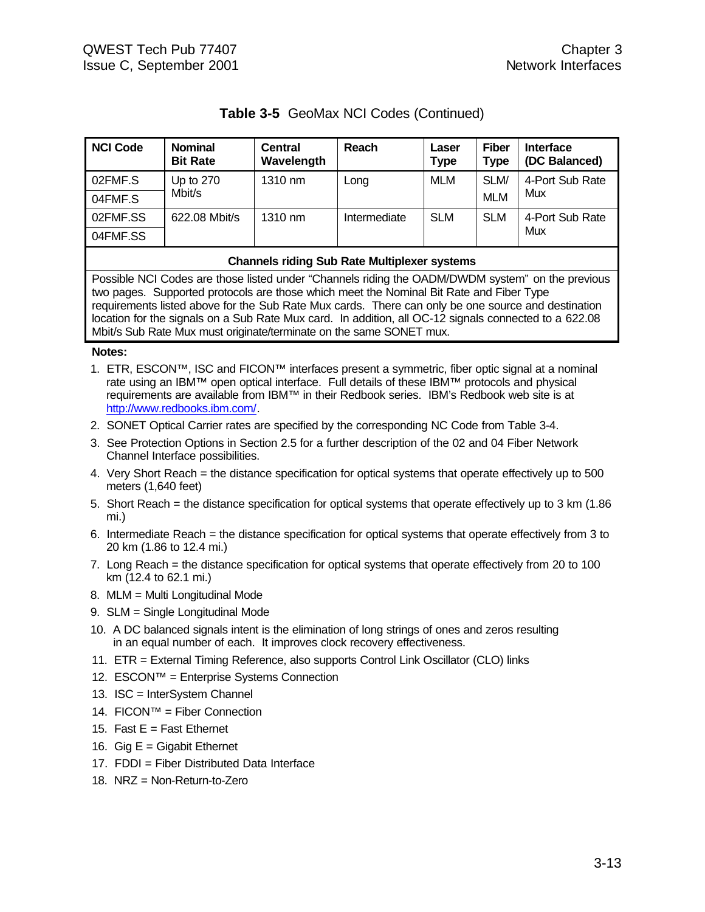**Table 3-5** GeoMax NCI Codes (Continued)

| NCI Code | Nominal Bit Rate | Central Wavelength | Reach | Laser Type | Fiber Type | Interface (DC Balanced) |
|---|---|---|---|---|---|---|
| 02FMF.S | Up to 270 Mbit/s | 1310 nm | Long | MLM | SLM/ MLM | 4-Port Sub Rate Mux |
| 04FMF.S | | | | | | |
| 02FMF.SS | 622.08 Mbit/s | 1310 nm | Intermediate | SLM | SLM | 4-Port Sub Rate Mux |
| 04FMF.SS | | | | | | |

**Channels riding Sub Rate Multiplexer systems**

Possible NCI Codes are those listed under “Channels riding the OADM/DWDM system” on the previous two pages. Supported protocols are those which meet the Nominal Bit Rate and Fiber Type requirements listed above for the Sub Rate Mux cards. There can only be one source and destination location for the signals on a Sub Rate Mux card. In addition, all OC-12 signals connected to a 622.08 Mbit/s Sub Rate Mux must originate/terminate on the same SONET mux.

**Notes:**

1. ETR, ESCON™, ISC and FICON™ interfaces present a symmetric, fiber optic signal at a nominal rate using an IBM™ open optical interface. Full details of these IBM™ protocols and physical requirements are available from IBM™ in their Redbook series. IBM's Redbook web site is at http://www.redbooks.ibm.com/.
2. SONET Optical Carrier rates are specified by the corresponding NC Code from Table 3-4.
3. See Protection Options in Section 2.5 for a further description of the 02 and 04 Fiber Network Channel Interface possibilities.
4. Very Short Reach = the distance specification for optical systems that operate effectively up to 500 meters (1,640 feet)
5. Short Reach = the distance specification for optical systems that operate effectively up to 3 km (1.86 mi.)
6. Intermediate Reach = the distance specification for optical systems that operate effectively from 3 to 20 km (1.86 to 12.4 mi.)
7. Long Reach = the distance specification for optical systems that operate effectively from 20 to 100 km (12.4 to 62.1 mi.)
8. MLM = Multi Longitudinal Mode
9. SLM = Single Longitudinal Mode
10. A DC balanced signals intent is the elimination of long strings of ones and zeros resulting in an equal number of each. It improves clock recovery effectiveness.
11. ETR = External Timing Reference, also supports Control Link Oscillator (CLO) links
12. ESCON™ = Enterprise Systems Connection
13. ISC = InterSystem Channel
14. FICON™ = Fiber Connection
15. Fast E = Fast Ethernet
16. Gig E = Gigabit Ethernet
17. FDDI = Fiber Distributed Data Interface
18. NRZ = Non-Return-to-Zero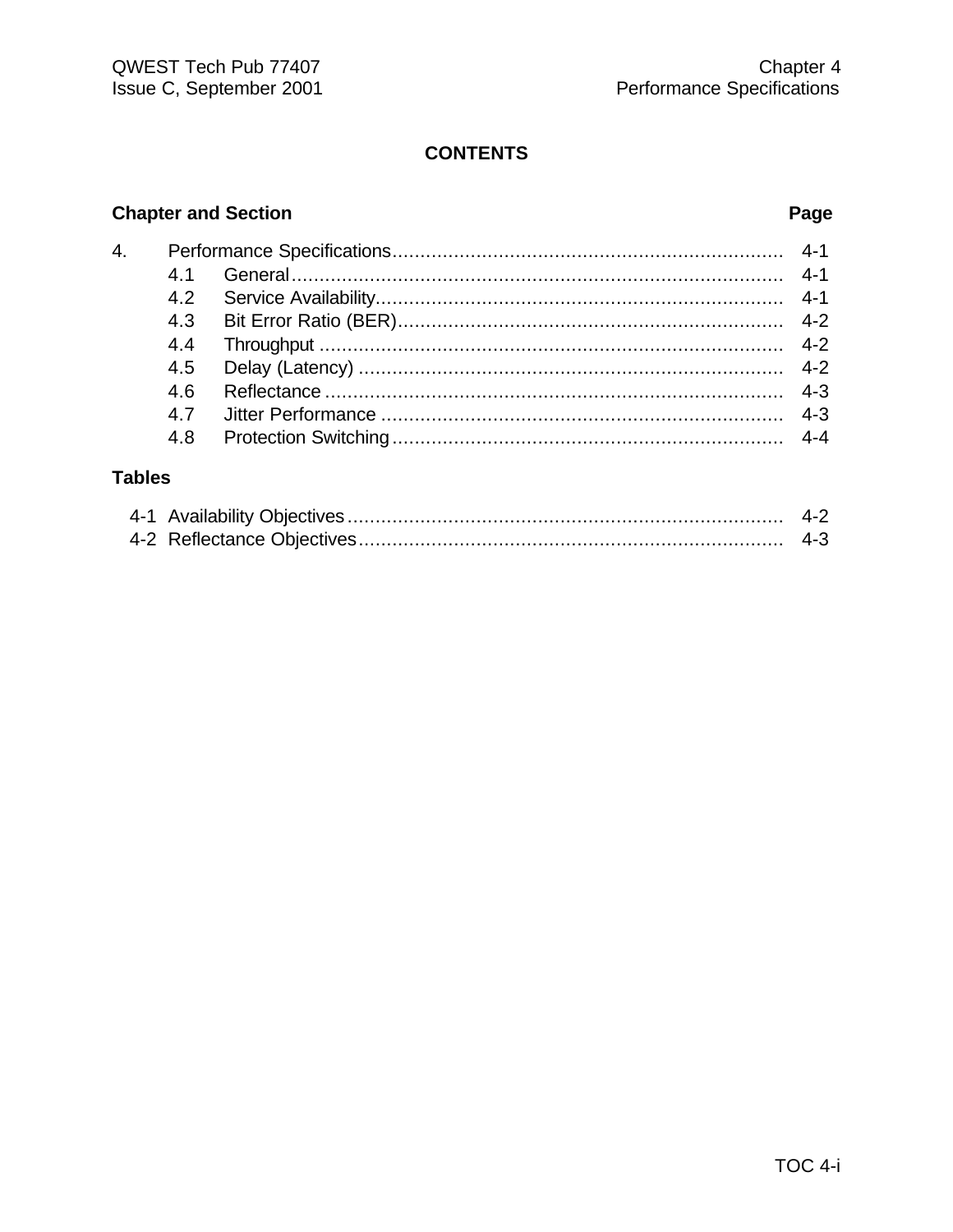## CONTENTS

| Chapter and Section | | Page |
|---|---|---|
| 4. | Performance Specifications | 4-1 |
| 4.1 | General | 4-1 |
| 4.2 | Service Availability | 4-1 |
| 4.3 | Bit Error Ratio (BER) | 4-2 |
| 4.4 | Throughput | 4-2 |
| 4.5 | Delay (Latency) | 4-2 |
| 4.6 | Reflectance | 4-3 |
| 4.7 | Jitter Performance | 4-3 |
| 4.8 | Protection Switching | 4-4 |

**Tables**

| | | |
|---|---|---|
| 4-1 | Availability Objectives | 4-2 |
| 4-2 | Reflectance Objectives | 4-3 |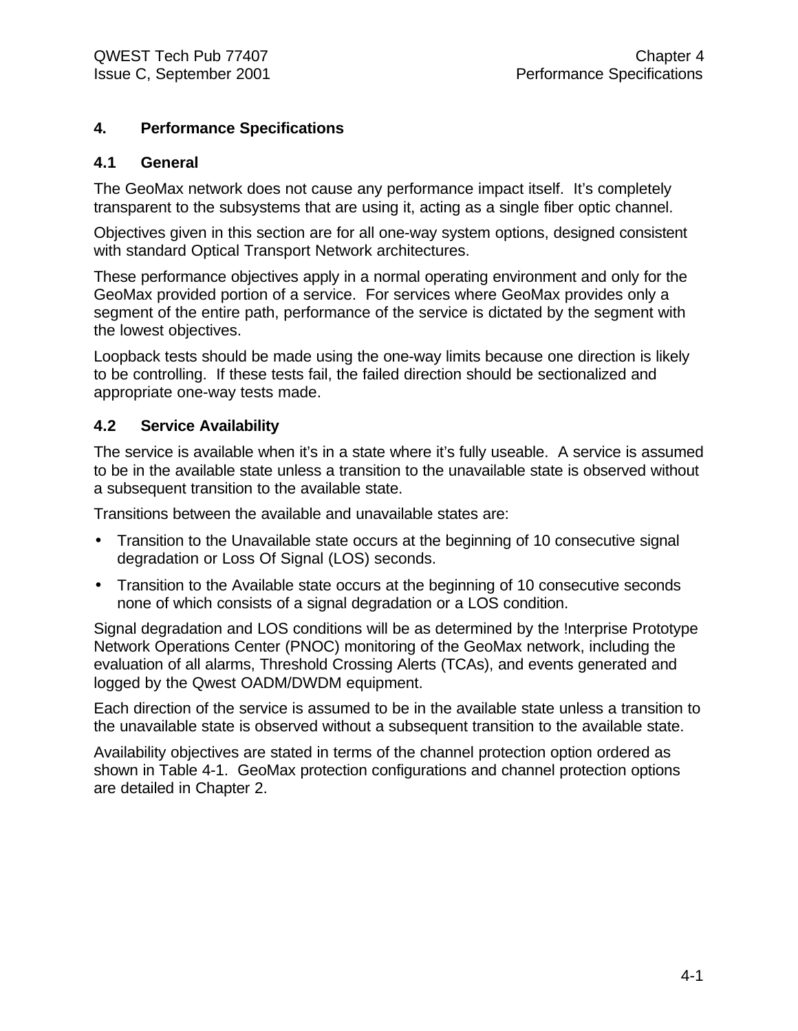# 4. Performance Specifications

## 4.1 General

The GeoMax network does not cause any performance impact itself. It's completely transparent to the subsystems that are using it, acting as a single fiber optic channel.

Objectives given in this section are for all one-way system options, designed consistent with standard Optical Transport Network architectures.

These performance objectives apply in a normal operating environment and only for the GeoMax provided portion of a service. For services where GeoMax provides only a segment of the entire path, performance of the service is dictated by the segment with the lowest objectives.

Loopback tests should be made using the one-way limits because one direction is likely to be controlling. If these tests fail, the failed direction should be sectionalized and appropriate one-way tests made.

## 4.2 Service Availability

The service is available when it's in a state where it's fully useable. A service is assumed to be in the available state unless a transition to the unavailable state is observed without a subsequent transition to the available state.

Transitions between the available and unavailable states are:

- Transition to the Unavailable state occurs at the beginning of 10 consecutive signal degradation or Loss Of Signal (LOS) seconds.
- Transition to the Available state occurs at the beginning of 10 consecutive seconds none of which consists of a signal degradation or a LOS condition.

Signal degradation and LOS conditions will be as determined by the !nterprise Prototype Network Operations Center (PNOC) monitoring of the GeoMax network, including the evaluation of all alarms, Threshold Crossing Alerts (TCAs), and events generated and logged by the Qwest OADM/DWDM equipment.

Each direction of the service is assumed to be in the available state unless a transition to the unavailable state is observed without a subsequent transition to the available state.

Availability objectives are stated in terms of the channel protection option ordered as shown in Table 4-1. GeoMax protection configurations and channel protection options are detailed in Chapter 2.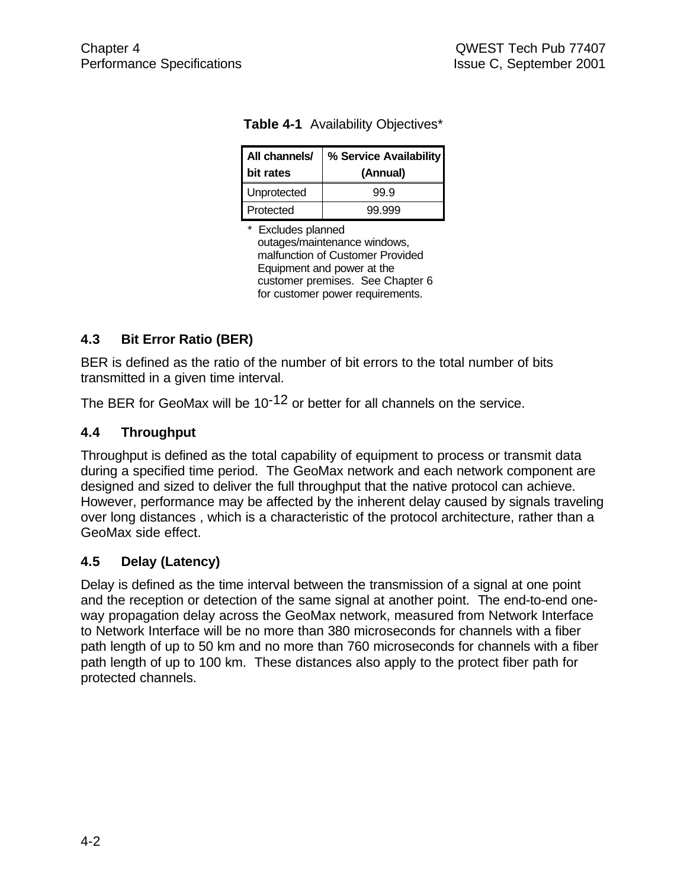**Table 4-1** Availability Objectives*

| All channels/ bit rates | % Service Availability (Annual) |
|---|---|
| Unprotected | 99.9 |
| Protected | 99.999 |

\* Excludes planned outages/maintenance windows, malfunction of Customer Provided Equipment and power at the customer premises. See Chapter 6 for customer power requirements.

### 4.3 Bit Error Ratio (BER)

BER is defined as the ratio of the number of bit errors to the total number of bits transmitted in a given time interval.

The BER for GeoMax will be $10^{-12}$ or better for all channels on the service.

### 4.4 Throughput

Throughput is defined as the total capability of equipment to process or transmit data during a specified time period. The GeoMax network and each network component are designed and sized to deliver the full throughput that the native protocol can achieve. However, performance may be affected by the inherent delay caused by signals traveling over long distances , which is a characteristic of the protocol architecture, rather than a GeoMax side effect.

### 4.5 Delay (Latency)

Delay is defined as the time interval between the transmission of a signal at one point and the reception or detection of the same signal at another point. The end-to-end one-way propagation delay across the GeoMax network, measured from Network Interface to Network Interface will be no more than 380 microseconds for channels with a fiber path length of up to 50 km and no more than 760 microseconds for channels with a fiber path length of up to 100 km. These distances also apply to the protect fiber path for protected channels.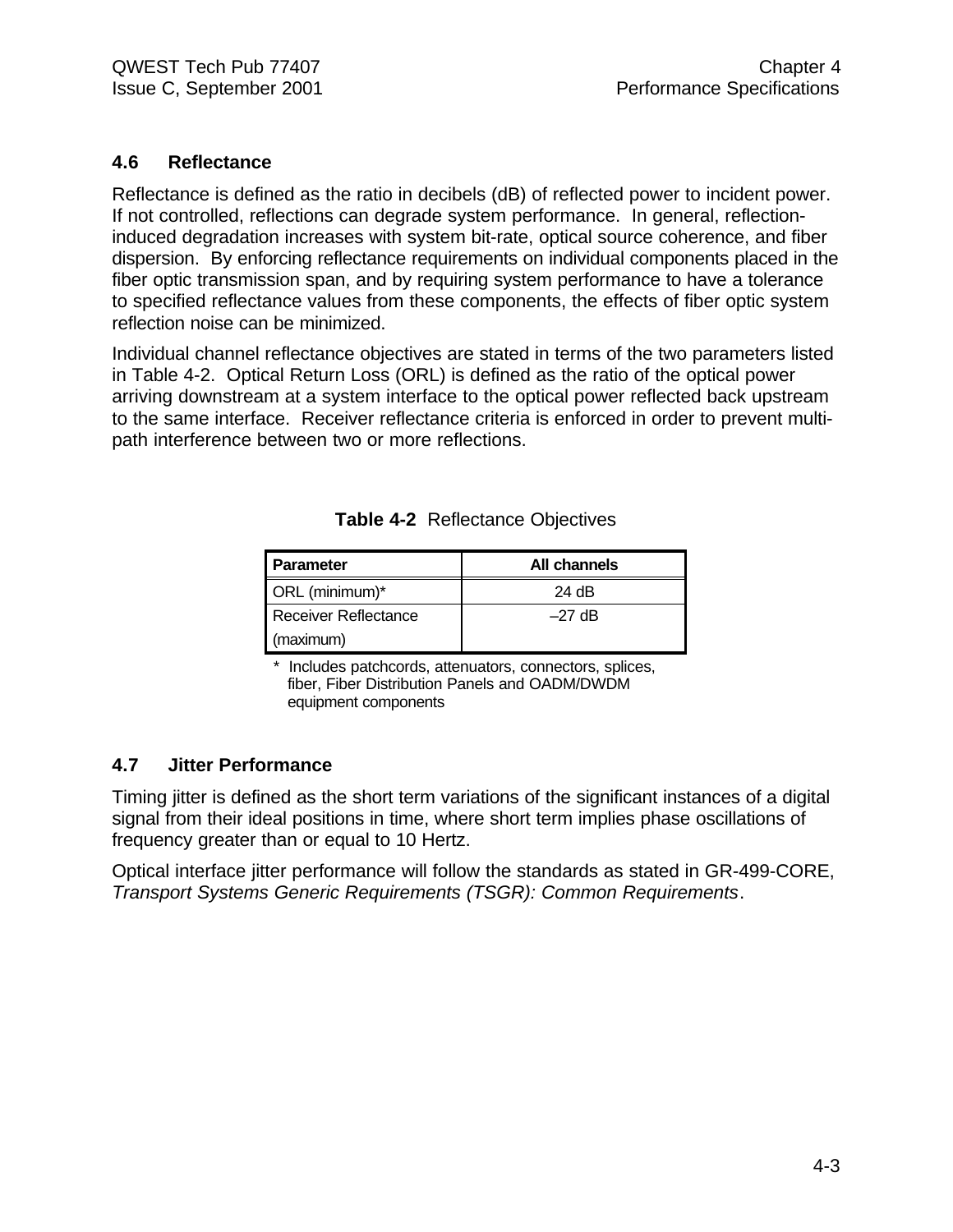## 4.6 Reflectance

Reflectance is defined as the ratio in decibels (dB) of reflected power to incident power. If not controlled, reflections can degrade system performance. In general, reflection-induced degradation increases with system bit-rate, optical source coherence, and fiber dispersion. By enforcing reflectance requirements on individual components placed in the fiber optic transmission span, and by requiring system performance to have a tolerance to specified reflectance values from these components, the effects of fiber optic system reflection noise can be minimized.

Individual channel reflectance objectives are stated in terms of the two parameters listed in Table 4-2. Optical Return Loss (ORL) is defined as the ratio of the optical power arriving downstream at a system interface to the optical power reflected back upstream to the same interface. Receiver reflectance criteria is enforced in order to prevent multi-path interference between two or more reflections.

**Table 4-2** Reflectance Objectives

| Parameter | All channels |
|---|---|
| ORL (minimum)* | 24 dB |
| Receiver Reflectance (maximum) | –27 dB |

\* Includes patchcords, attenuators, connectors, splices, fiber, Fiber Distribution Panels and OADM/DWDM equipment components

## 4.7 Jitter Performance

Timing jitter is defined as the short term variations of the significant instances of a digital signal from their ideal positions in time, where short term implies phase oscillations of frequency greater than or equal to 10 Hertz.

Optical interface jitter performance will follow the standards as stated in GR-499-CORE, *Transport Systems Generic Requirements (TSGR): Common Requirements*.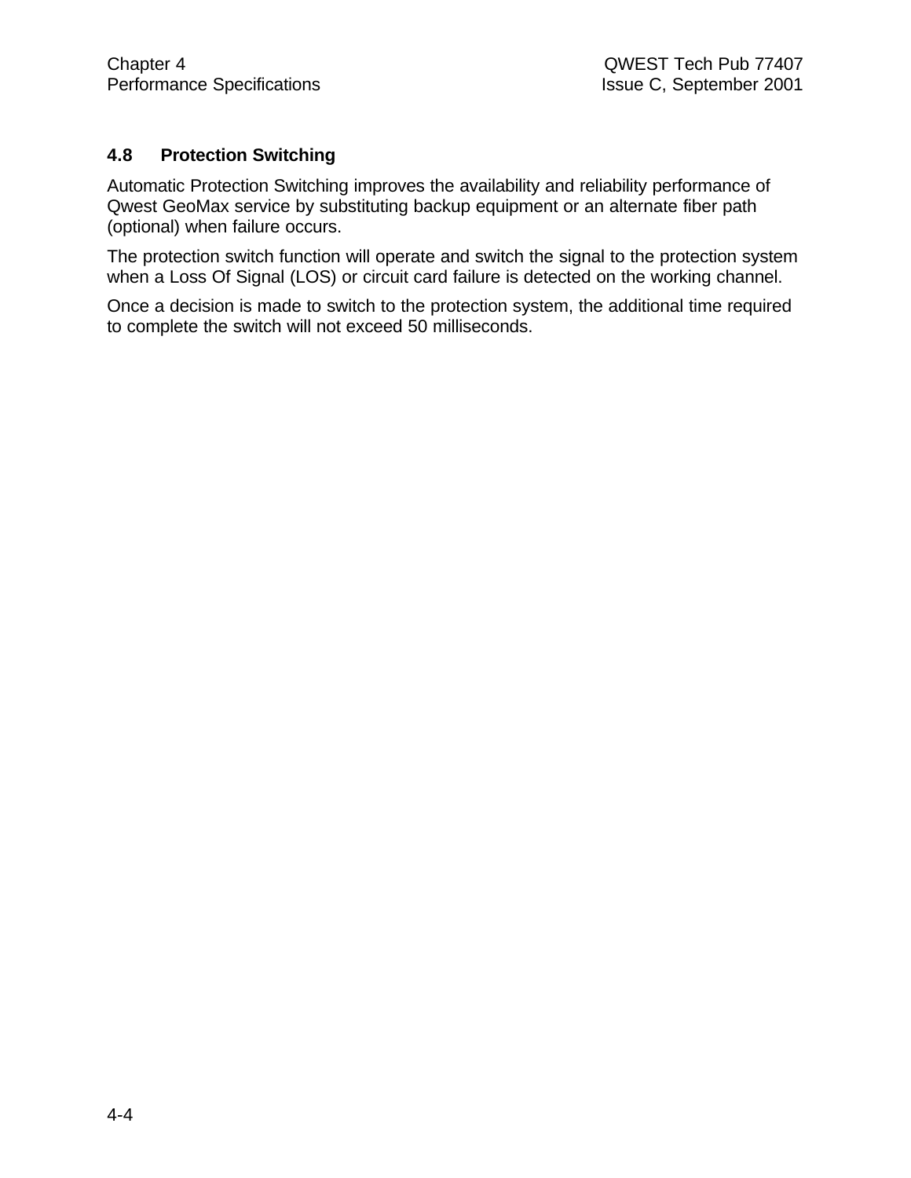## 4.8 Protection Switching

Automatic Protection Switching improves the availability and reliability performance of Qwest GeoMax service by substituting backup equipment or an alternate fiber path (optional) when failure occurs.

The protection switch function will operate and switch the signal to the protection system when a Loss Of Signal (LOS) or circuit card failure is detected on the working channel.

Once a decision is made to switch to the protection system, the additional time required to complete the switch will not exceed 50 milliseconds.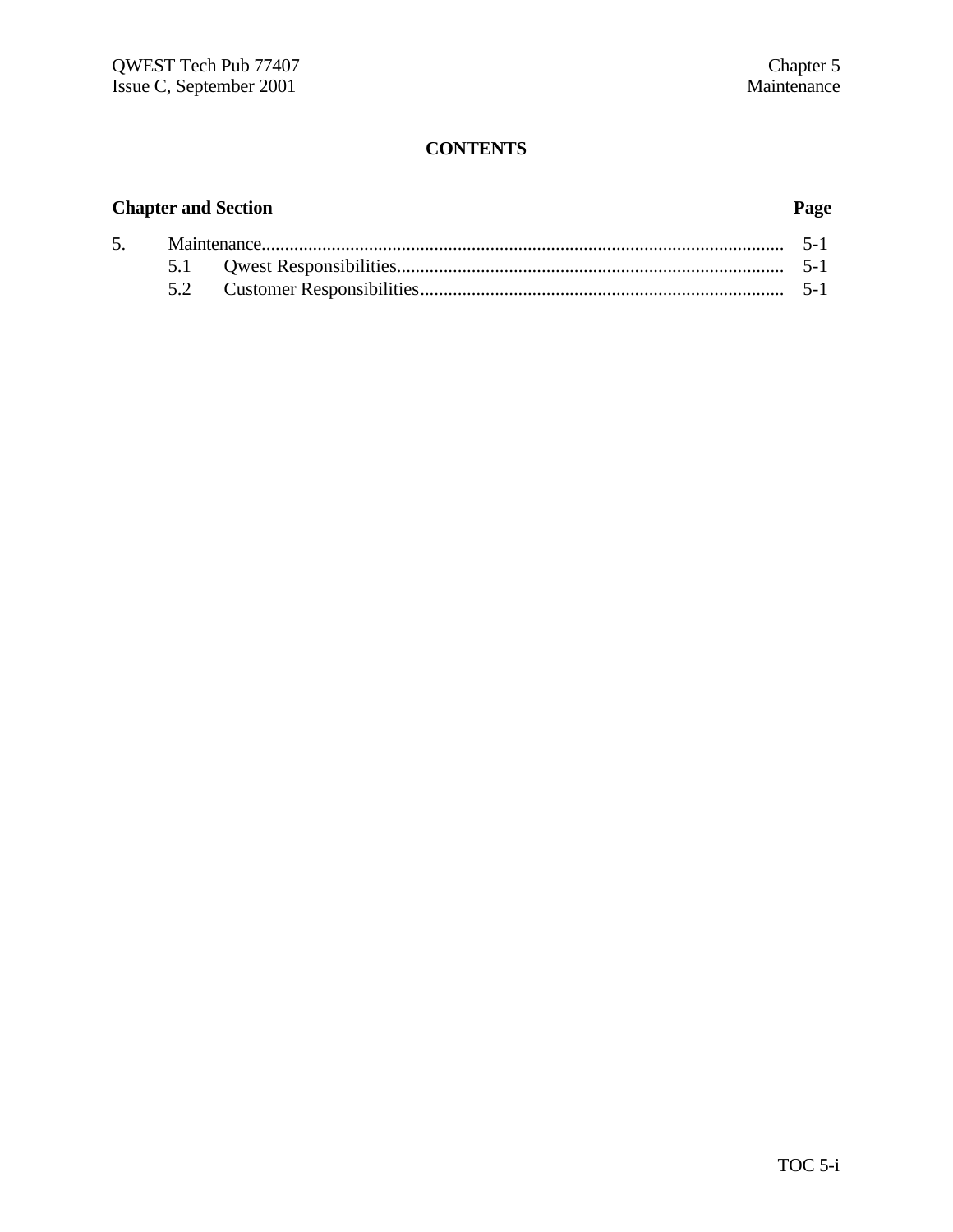## CONTENTS

| Chapter and Section | | Page |
|---|---|---|
| 5. | Maintenance | 5-1 |
| | 5.1 Qwest Responsibilities | 5-1 |
| | 5.2 Customer Responsibilities | 5-1 |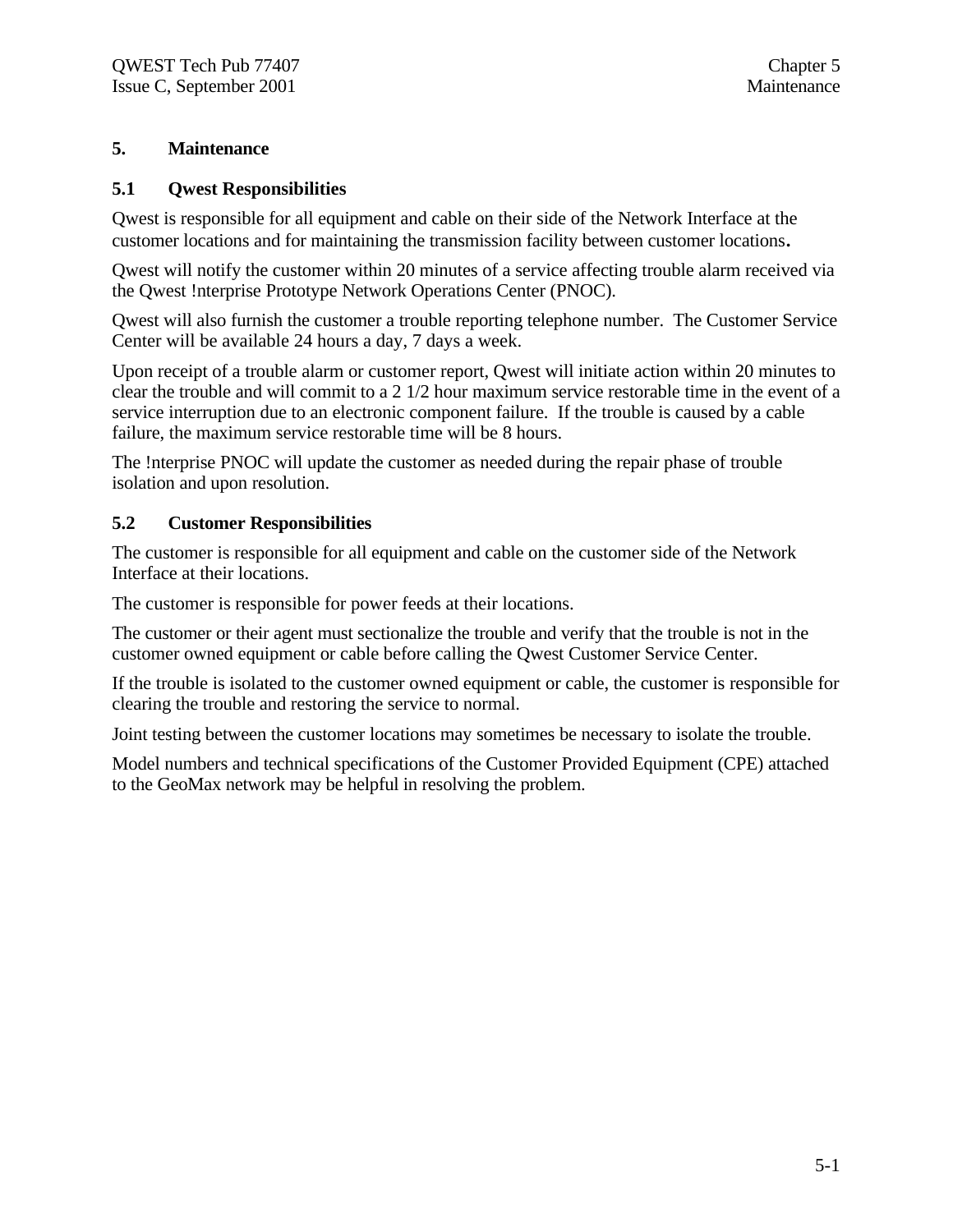# 5. Maintenance

## 5.1 Qwest Responsibilities

Qwest is responsible for all equipment and cable on their side of the Network Interface at the customer locations and for maintaining the transmission facility between customer locations.

Qwest will notify the customer within 20 minutes of a service affecting trouble alarm received via the Qwest !nterprise Prototype Network Operations Center (PNOC).

Qwest will also furnish the customer a trouble reporting telephone number. The Customer Service Center will be available 24 hours a day, 7 days a week.

Upon receipt of a trouble alarm or customer report, Qwest will initiate action within 20 minutes to clear the trouble and will commit to a 2 1/2 hour maximum service restorable time in the event of a service interruption due to an electronic component failure. If the trouble is caused by a cable failure, the maximum service restorable time will be 8 hours.

The !nterprise PNOC will update the customer as needed during the repair phase of trouble isolation and upon resolution.

## 5.2 Customer Responsibilities

The customer is responsible for all equipment and cable on the customer side of the Network Interface at their locations.

The customer is responsible for power feeds at their locations.

The customer or their agent must sectionalize the trouble and verify that the trouble is not in the customer owned equipment or cable before calling the Qwest Customer Service Center.

If the trouble is isolated to the customer owned equipment or cable, the customer is responsible for clearing the trouble and restoring the service to normal.

Joint testing between the customer locations may sometimes be necessary to isolate the trouble.

Model numbers and technical specifications of the Customer Provided Equipment (CPE) attached to the GeoMax network may be helpful in resolving the problem.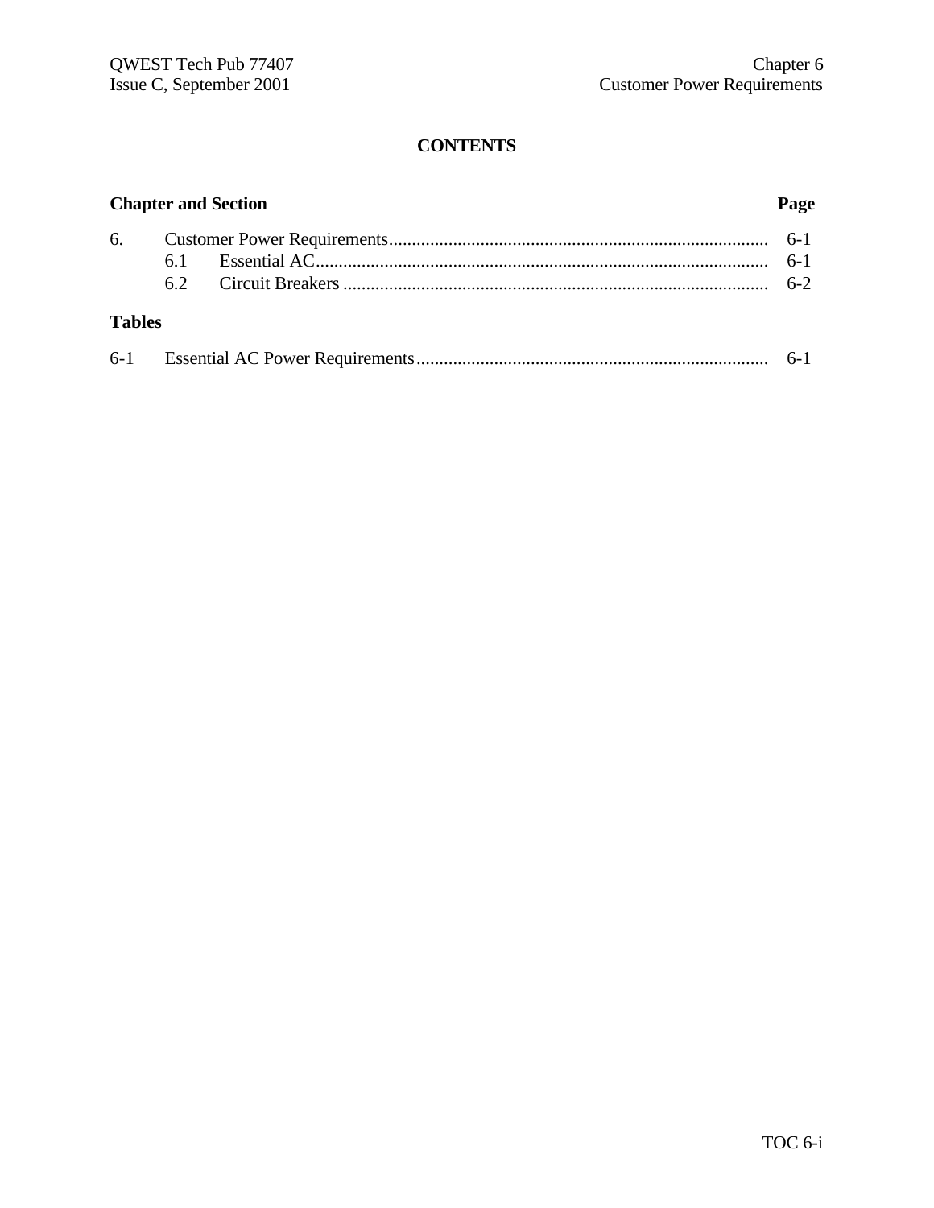# CONTENTS

| Chapter and Section | | | Page |
|---|---|---|---|
| 6. | Customer Power Requirements | | 6-1 |
| | 6.1 | Essential AC | 6-1 |
| | 6.2 | Circuit Breakers | 6-2 |

**Tables**

| | | |
|---|---|---|
| 6-1 | Essential AC Power Requirements | 6-1 |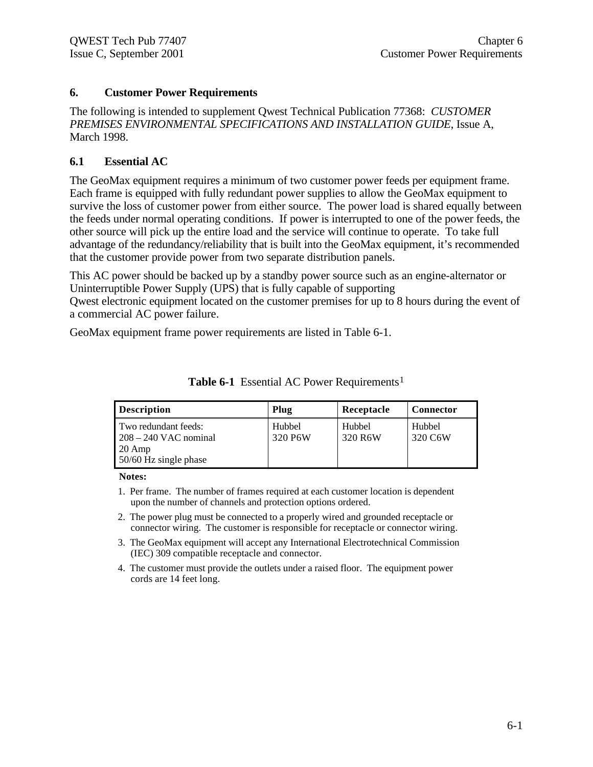## 6. Customer Power Requirements

The following is intended to supplement Qwest Technical Publication 77368: *CUSTOMER PREMISES ENVIRONMENTAL SPECIFICATIONS AND INSTALLATION GUIDE*, Issue A, March 1998.

### 6.1 Essential AC

The GeoMax equipment requires a minimum of two customer power feeds per equipment frame. Each frame is equipped with fully redundant power supplies to allow the GeoMax equipment to survive the loss of customer power from either source. The power load is shared equally between the feeds under normal operating conditions. If power is interrupted to one of the power feeds, the other source will pick up the entire load and the service will continue to operate. To take full advantage of the redundancy/reliability that is built into the GeoMax equipment, it's recommended that the customer provide power from two separate distribution panels.

This AC power should be backed up by a standby power source such as an engine-alternator or Uninterruptible Power Supply (UPS) that is fully capable of supporting Qwest electronic equipment located on the customer premises for up to 8 hours during the event of a commercial AC power failure.

GeoMax equipment frame power requirements are listed in Table 6-1.

**Table 6-1** Essential AC Power Requirements[1]

| Description | Plug | Receptacle | Connector |
|---|---|---|---|
| Two redundant feeds:<br>208 – 240 VAC nominal<br>20 Amp<br>50/60 Hz single phase | Hubbel<br>320 P6W | Hubbel<br>320 R6W | Hubbel<br>320 C6W |

**Notes:**

1. Per frame. The number of frames required at each customer location is dependent upon the number of channels and protection options ordered.
2. The power plug must be connected to a properly wired and grounded receptacle or connector wiring. The customer is responsible for receptacle or connector wiring.
3. The GeoMax equipment will accept any International Electrotechnical Commission (IEC) 309 compatible receptacle and connector.
4. The customer must provide the outlets under a raised floor. The equipment power cords are 14 feet long.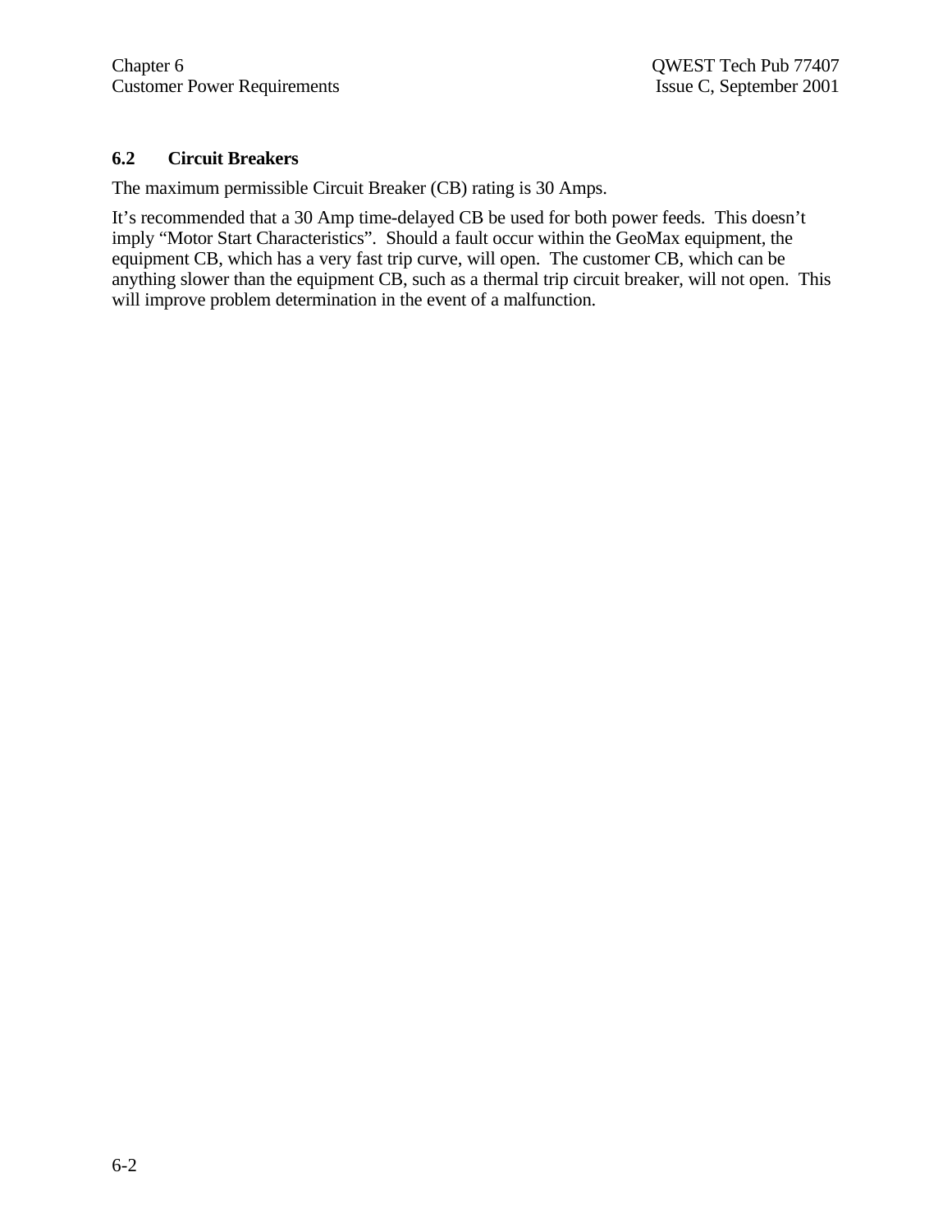## 6.2 Circuit Breakers

The maximum permissible Circuit Breaker (CB) rating is 30 Amps.

It's recommended that a 30 Amp time-delayed CB be used for both power feeds. This doesn't imply "Motor Start Characteristics". Should a fault occur within the GeoMax equipment, the equipment CB, which has a very fast trip curve, will open. The customer CB, which can be anything slower than the equipment CB, such as a thermal trip circuit breaker, will not open. This will improve problem determination in the event of a malfunction.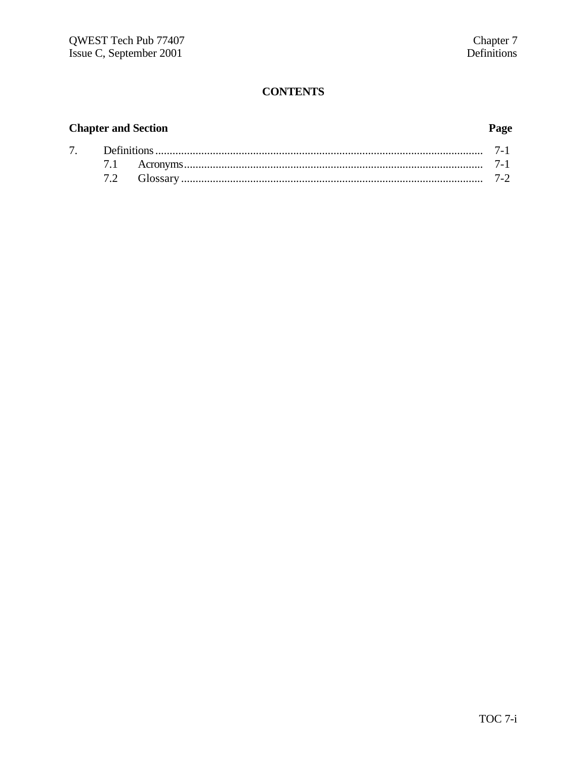# CONTENTS

| Chapter and Section | | Page |
|---|---|---|
| 7. | Definitions | 7-1 |
| | 7.1 Acronyms | 7-1 |
| | 7.2 Glossary | 7-2 |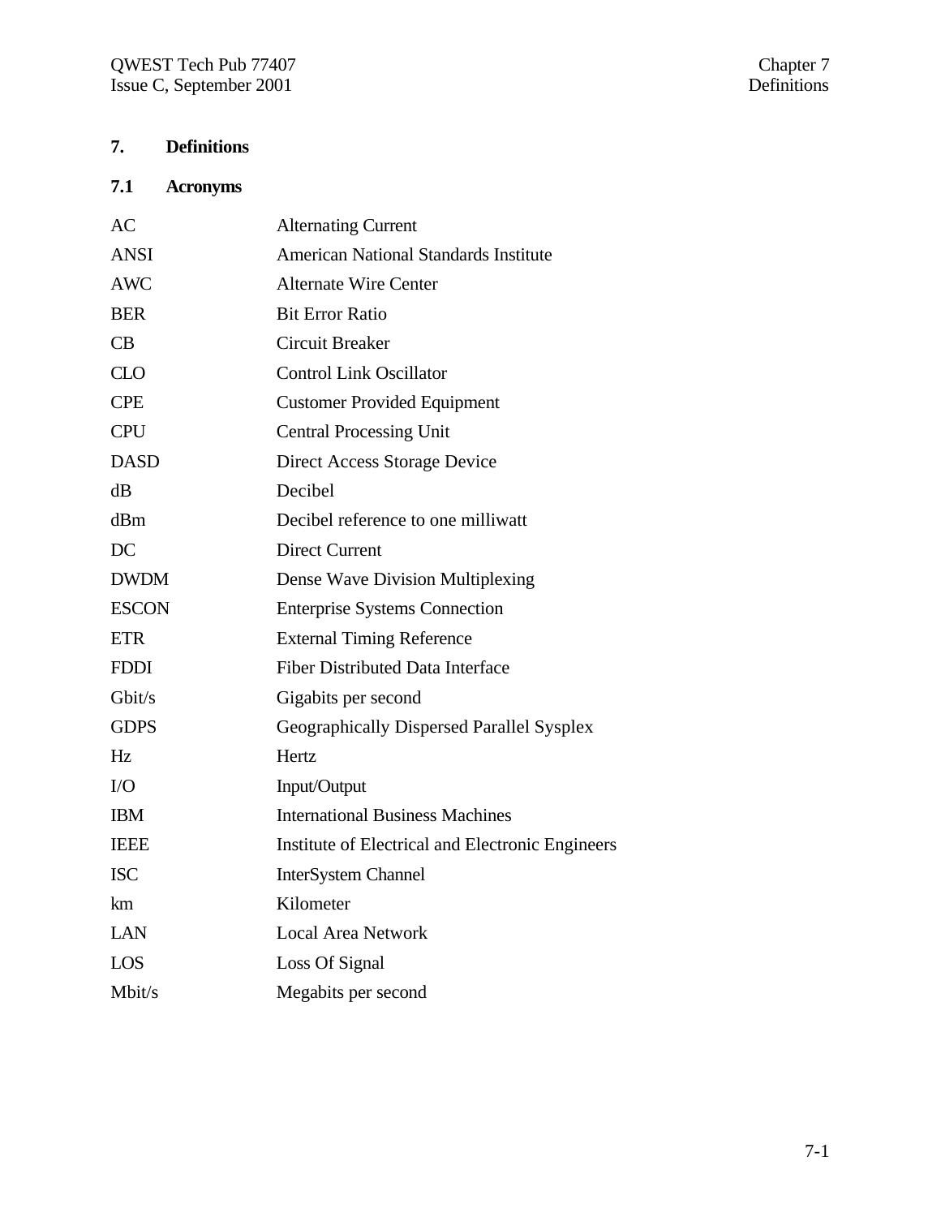# 7. Definitions

## 7.1 Acronyms

| | |
|---|---|
| AC | Alternating Current |
| ANSI | American National Standards Institute |
| AWC | Alternate Wire Center |
| BER | Bit Error Ratio |
| CB | Circuit Breaker |
| CLO | Control Link Oscillator |
| CPE | Customer Provided Equipment |
| CPU | Central Processing Unit |
| DASD | Direct Access Storage Device |
| dB | Decibel |
| dBm | Decibel reference to one milliwatt |
| DC | Direct Current |
| DWDM | Dense Wave Division Multiplexing |
| ESCON | Enterprise Systems Connection |
| ETR | External Timing Reference |
| FDDI | Fiber Distributed Data Interface |
| Gbit/s | Gigabits per second |
| GDPS | Geographically Dispersed Parallel Sysplex |
| Hz | Hertz |
| I/O | Input/Output |
| IBM | International Business Machines |
| IEEE | Institute of Electrical and Electronic Engineers |
| ISC | InterSystem Channel |
| km | Kilometer |
| LAN | Local Area Network |
| LOS | Loss Of Signal |
| Mbit/s | Megabits per second |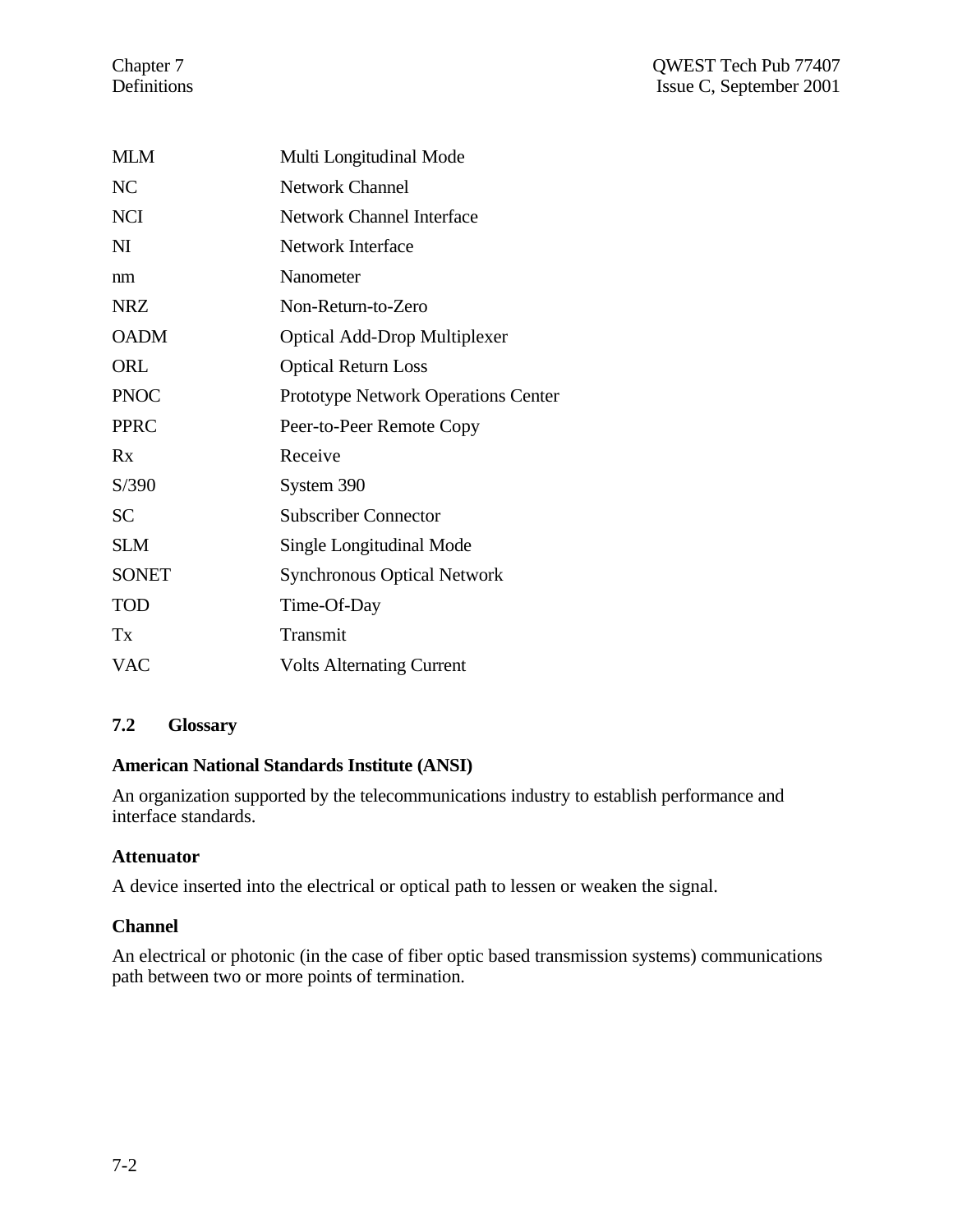| | |
|---|---|
| MLM | Multi Longitudinal Mode |
| NC | Network Channel |
| NCI | Network Channel Interface |
| NI | Network Interface |
| nm | Nanometer |
| NRZ | Non-Return-to-Zero |
| OADM | Optical Add-Drop Multiplexer |
| ORL | Optical Return Loss |
| PNOC | Prototype Network Operations Center |
| PPRC | Peer-to-Peer Remote Copy |
| Rx | Receive |
| S/390 | System 390 |
| SC | Subscriber Connector |
| SLM | Single Longitudinal Mode |
| SONET | Synchronous Optical Network |
| TOD | Time-Of-Day |
| Tx | Transmit |
| VAC | Volts Alternating Current |

## 7.2 Glossary

**American National Standards Institute (ANSI)**

An organization supported by the telecommunications industry to establish performance and interface standards.

**Attenuator**

A device inserted into the electrical or optical path to lessen or weaken the signal.

**Channel**

An electrical or photonic (in the case of fiber optic based transmission systems) communications path between two or more points of termination.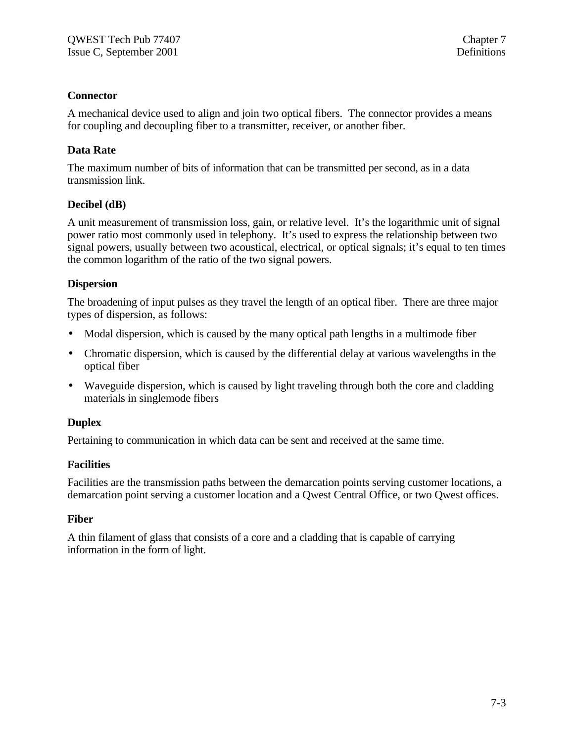**Connector**

A mechanical device used to align and join two optical fibers. The connector provides a means for coupling and decoupling fiber to a transmitter, receiver, or another fiber.

**Data Rate**

The maximum number of bits of information that can be transmitted per second, as in a data transmission link.

**Decibel (dB)**

A unit measurement of transmission loss, gain, or relative level. It's the logarithmic unit of signal power ratio most commonly used in telephony. It's used to express the relationship between two signal powers, usually between two acoustical, electrical, or optical signals; it's equal to ten times the common logarithm of the ratio of the two signal powers.

**Dispersion**

The broadening of input pulses as they travel the length of an optical fiber. There are three major types of dispersion, as follows:

- Modal dispersion, which is caused by the many optical path lengths in a multimode fiber
- Chromatic dispersion, which is caused by the differential delay at various wavelengths in the optical fiber
- Waveguide dispersion, which is caused by light traveling through both the core and cladding materials in singlemode fibers

**Duplex**

Pertaining to communication in which data can be sent and received at the same time.

**Facilities**

Facilities are the transmission paths between the demarcation points serving customer locations, a demarcation point serving a customer location and a Qwest Central Office, or two Qwest offices.

**Fiber**

A thin filament of glass that consists of a core and a cladding that is capable of carrying information in the form of light.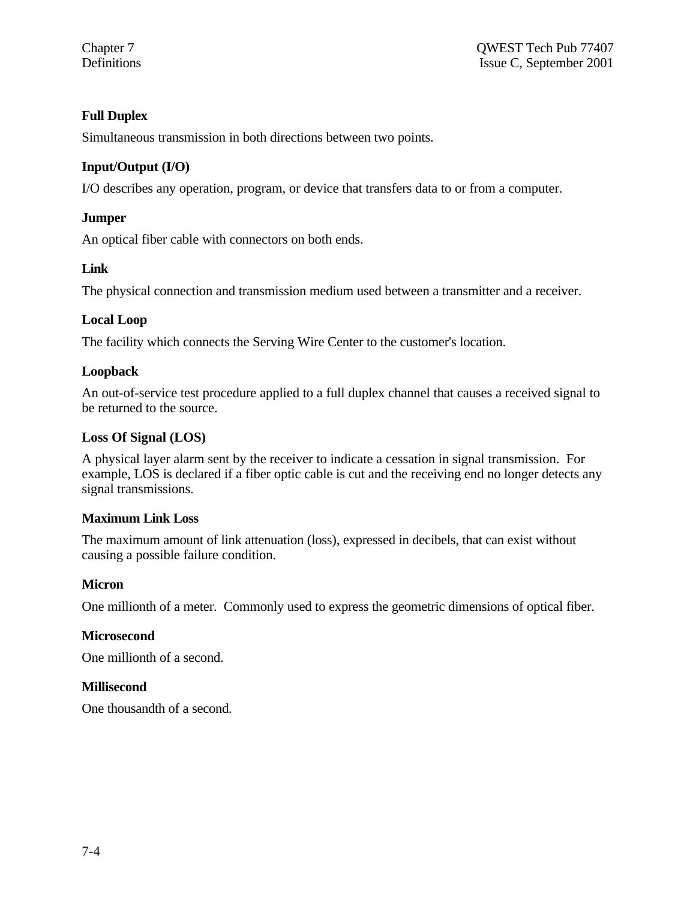**Full Duplex**

Simultaneous transmission in both directions between two points.

**Input/Output (I/O)**

I/O describes any operation, program, or device that transfers data to or from a computer.

**Jumper**

An optical fiber cable with connectors on both ends.

**Link**

The physical connection and transmission medium used between a transmitter and a receiver.

**Local Loop**

The facility which connects the Serving Wire Center to the customer's location.

**Loopback**

An out-of-service test procedure applied to a full duplex channel that causes a received signal to be returned to the source.

**Loss Of Signal (LOS)**

A physical layer alarm sent by the receiver to indicate a cessation in signal transmission. For example, LOS is declared if a fiber optic cable is cut and the receiving end no longer detects any signal transmissions.

**Maximum Link Loss**

The maximum amount of link attenuation (loss), expressed in decibels, that can exist without causing a possible failure condition.

**Micron**

One millionth of a meter. Commonly used to express the geometric dimensions of optical fiber.

**Microsecond**

One millionth of a second.

**Millisecond**

One thousandth of a second.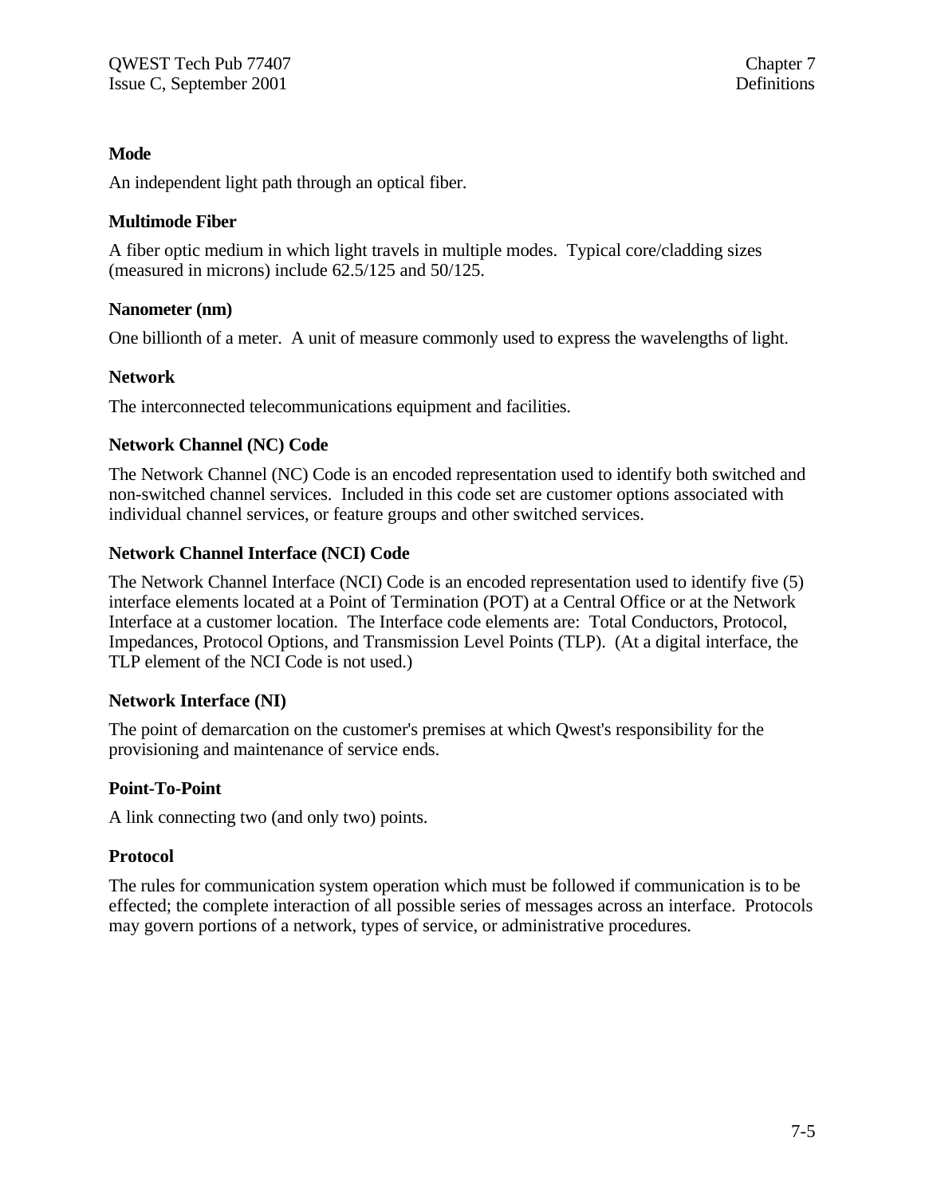**Mode**

An independent light path through an optical fiber.

**Multimode Fiber**

A fiber optic medium in which light travels in multiple modes. Typical core/cladding sizes (measured in microns) include 62.5/125 and 50/125.

**Nanometer (nm)**

One billionth of a meter. A unit of measure commonly used to express the wavelengths of light.

**Network**

The interconnected telecommunications equipment and facilities.

**Network Channel (NC) Code**

The Network Channel (NC) Code is an encoded representation used to identify both switched and non-switched channel services. Included in this code set are customer options associated with individual channel services, or feature groups and other switched services.

**Network Channel Interface (NCI) Code**

The Network Channel Interface (NCI) Code is an encoded representation used to identify five (5) interface elements located at a Point of Termination (POT) at a Central Office or at the Network Interface at a customer location. The Interface code elements are: Total Conductors, Protocol, Impedances, Protocol Options, and Transmission Level Points (TLP). (At a digital interface, the TLP element of the NCI Code is not used.)

**Network Interface (NI)**

The point of demarcation on the customer's premises at which Qwest's responsibility for the provisioning and maintenance of service ends.

**Point-To-Point**

A link connecting two (and only two) points.

**Protocol**

The rules for communication system operation which must be followed if communication is to be effected; the complete interaction of all possible series of messages across an interface. Protocols may govern portions of a network, types of service, or administrative procedures.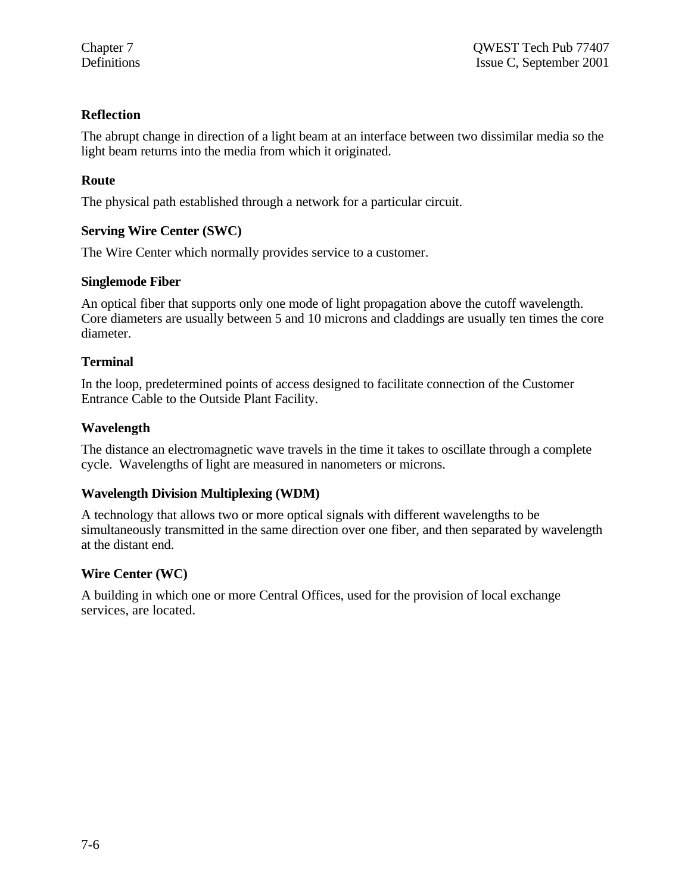**Reflection**

The abrupt change in direction of a light beam at an interface between two dissimilar media so the light beam returns into the media from which it originated.

**Route**

The physical path established through a network for a particular circuit.

**Serving Wire Center (SWC)**

The Wire Center which normally provides service to a customer.

**Singlemode Fiber**

An optical fiber that supports only one mode of light propagation above the cutoff wavelength. Core diameters are usually between 5 and 10 microns and claddings are usually ten times the core diameter.

**Terminal**

In the loop, predetermined points of access designed to facilitate connection of the Customer Entrance Cable to the Outside Plant Facility.

**Wavelength**

The distance an electromagnetic wave travels in the time it takes to oscillate through a complete cycle. Wavelengths of light are measured in nanometers or microns.

**Wavelength Division Multiplexing (WDM)**

A technology that allows two or more optical signals with different wavelengths to be simultaneously transmitted in the same direction over one fiber, and then separated by wavelength at the distant end.

**Wire Center (WC)**

A building in which one or more Central Offices, used for the provision of local exchange services, are located.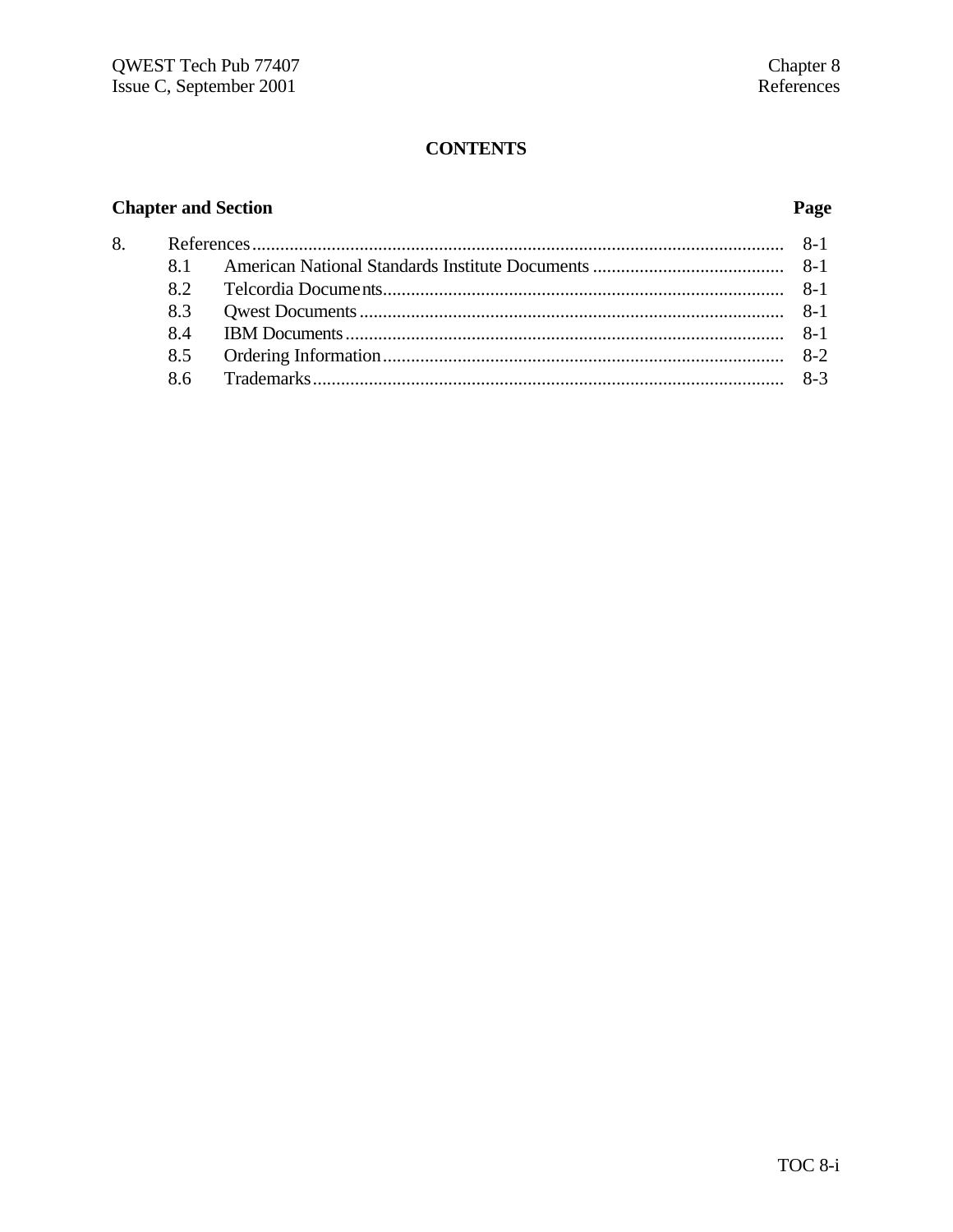**CONTENTS**

| Chapter and Section | | Page |
|---|---|---|
| 8. | References | 8-1 |
| 8.1 | American National Standards Institute Documents | 8-1 |
| 8.2 | Telcordia Documents | 8-1 |
| 8.3 | Qwest Documents | 8-1 |
| 8.4 | IBM Documents | 8-1 |
| 8.5 | Ordering Information | 8-2 |
| 8.6 | Trademarks | 8-3 |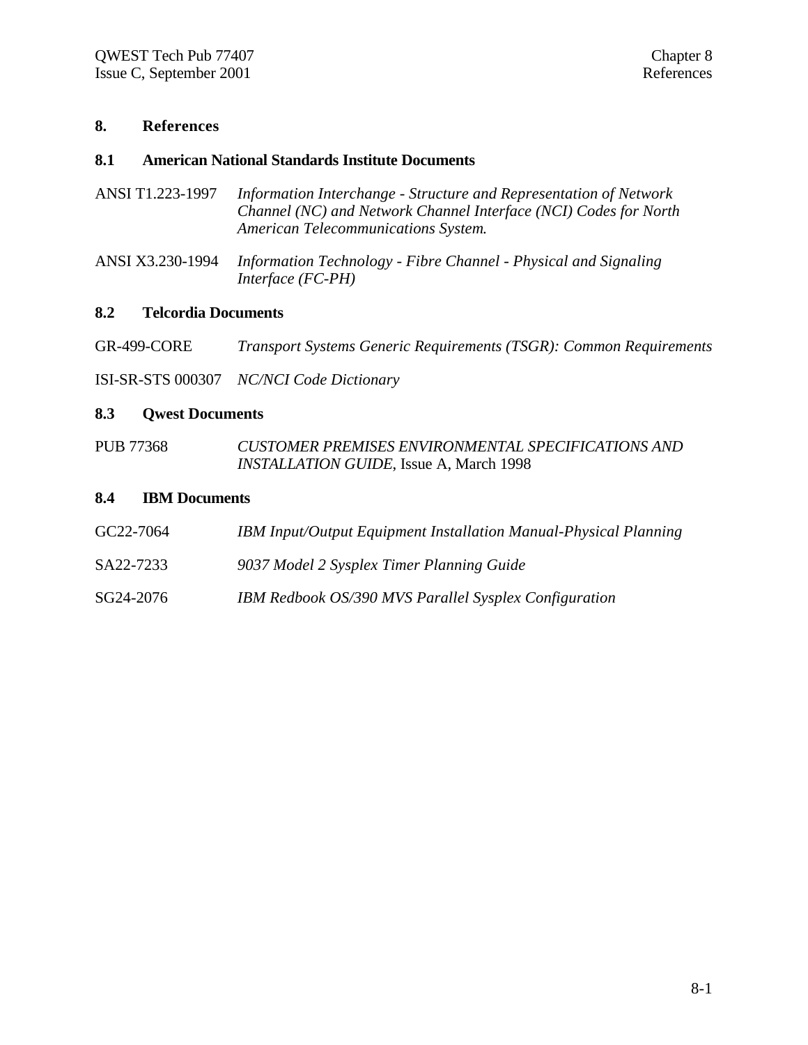# 8. References

## 8.1 American National Standards Institute Documents

ANSI T1.223-1997 *Information Interchange - Structure and Representation of Network Channel (NC) and Network Channel Interface (NCI) Codes for North American Telecommunications System.*

ANSI X3.230-1994 *Information Technology - Fibre Channel - Physical and Signaling Interface (FC-PH)*

## 8.2 Telcordia Documents

GR-499-CORE *Transport Systems Generic Requirements (TSGR): Common Requirements*

ISI-SR-STS 000307 *NC/NCI Code Dictionary*

## 8.3 Qwest Documents

PUB 77368 *CUSTOMER PREMISES ENVIRONMENTAL SPECIFICATIONS AND INSTALLATION GUIDE*, Issue A, March 1998

## 8.4 IBM Documents

GC22-7064 *IBM Input/Output Equipment Installation Manual-Physical Planning*

SA22-7233 *9037 Model 2 Sysplex Timer Planning Guide*

SG24-2076 *IBM Redbook OS/390 MVS Parallel Sysplex Configuration*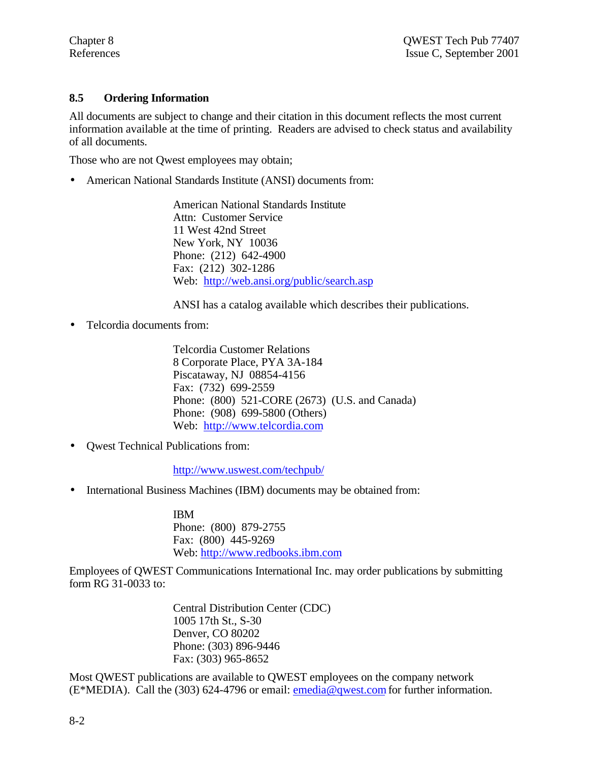## 8.5 Ordering Information

All documents are subject to change and their citation in this document reflects the most current information available at the time of printing. Readers are advised to check status and availability of all documents.

Those who are not Qwest employees may obtain;

- American National Standards Institute (ANSI) documents from:

  American National Standards Institute
  Attn: Customer Service
  11 West 42nd Street
  New York, NY 10036
  Phone: (212) 642-4900
  Fax: (212) 302-1286
  Web: http://web.ansi.org/public/search.asp

  ANSI has a catalog available which describes their publications.

- Telcordia documents from:

  Telcordia Customer Relations
  8 Corporate Place, PYA 3A-184
  Piscataway, NJ 08854-4156
  Fax: (732) 699-2559
  Phone: (800) 521-CORE (2673) (U.S. and Canada)
  Phone: (908) 699-5800 (Others)
  Web: http://www.telcordia.com

- Qwest Technical Publications from:

  http://www.uswest.com/techpub/

- International Business Machines (IBM) documents may be obtained from:

  IBM
  Phone: (800) 879-2755
  Fax: (800) 445-9269
  Web: http://www.redbooks.ibm.com

Employees of QWEST Communications International Inc. may order publications by submitting form RG 31-0033 to:

> Central Distribution Center (CDC)
> 1005 17th St., S-30
> Denver, CO 80202
> Phone: (303) 896-9446
> Fax: (303) 965-8652

Most QWEST publications are available to QWEST employees on the company network (E*MEDIA). Call the (303) 624-4796 or email: emedia@qwest.com for further information.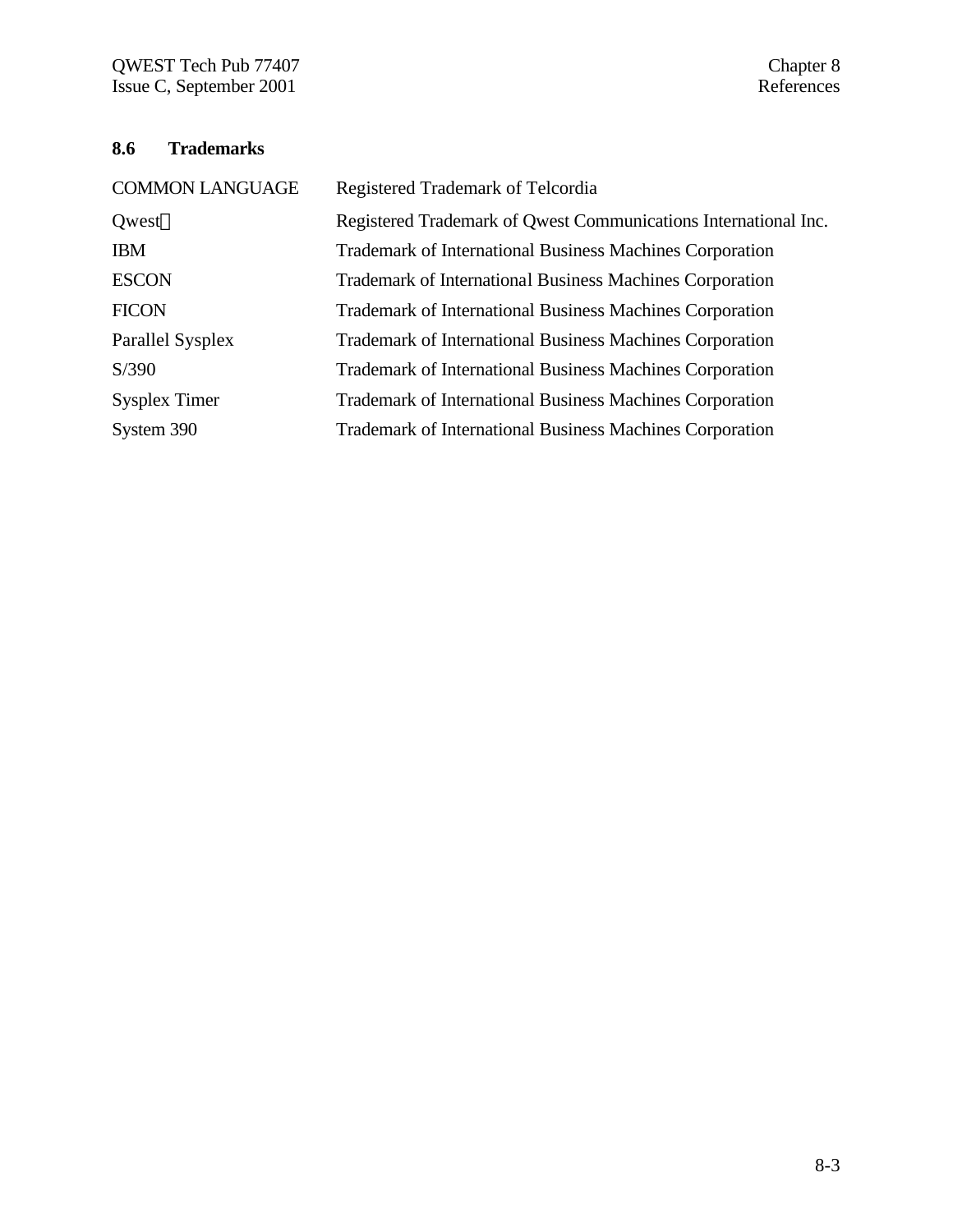### 8.6 Trademarks

| | |
|---|---|
| COMMON LANGUAGE | Registered Trademark of Telcordia |
| Qwest | Registered Trademark of Qwest Communications International Inc. |
| IBM | Trademark of International Business Machines Corporation |
| ESCON | Trademark of International Business Machines Corporation |
| FICON | Trademark of International Business Machines Corporation |
| Parallel Sysplex | Trademark of International Business Machines Corporation |
| S/390 | Trademark of International Business Machines Corporation |
| Sysplex Timer | Trademark of International Business Machines Corporation |
| System 390 | Trademark of International Business Machines Corporation |